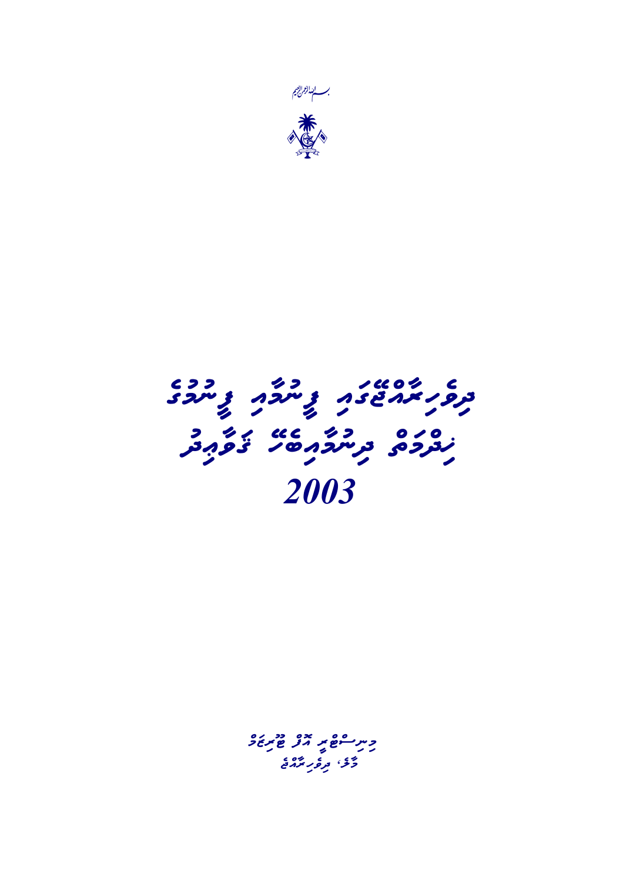بسم الله الرحمن الرحيم

# ދިވެހިރާއްޖޭގައި ފީނުމާއި ފީނުމުގެ ހުއްދަ ދިނުމާއިބެހޭ ގަވާއިދު
# 2003

މިނިސްޓްރީ އޮފް ޓޫރިޒަމް
މާލެ، ދިވެހިރާއްޖެ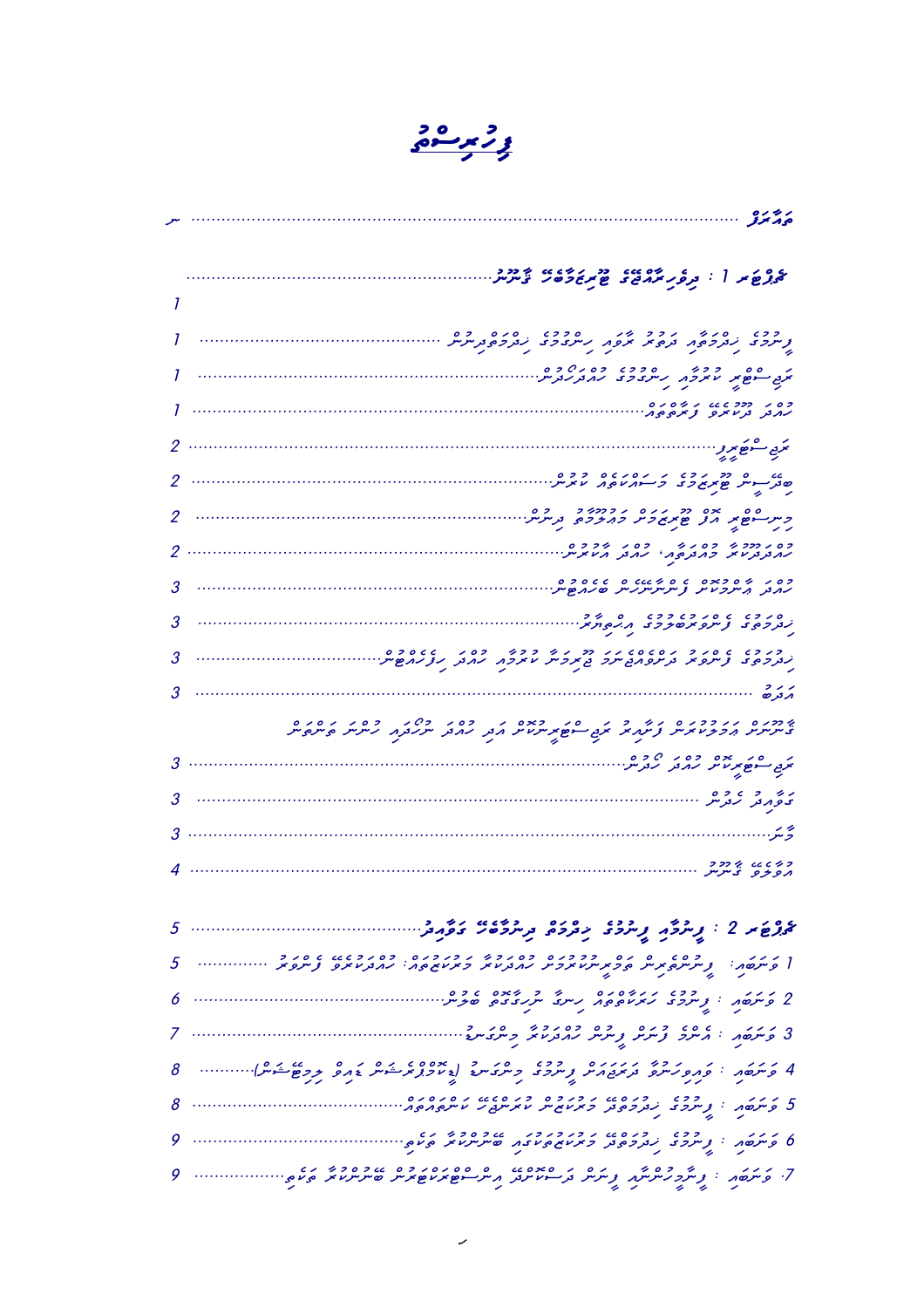# ފިހުރިސްތު

| | |
|---|---|
| ތައާރަފު ........................................................................ | ނ |
| **ޗެޕްޓަރ 1 : ދިވެހިރާއްޖޭގެ ޖުރިމާތަކާބެހޭ ޤާނޫނު** ........................................................................ | 1 |
| ފިޔަވަޅުގެ ހިންގުމާއި ދަތުރު ރާވާއި ހިންގުމުގެ ހިންގުމާއިދާރާ ........................................ | 1 |
| ރަޖިސްޓްރީ ކުރުމާއި ހިންގުމުގެ ހުއްދަދޫކުރުން ........................................................................ | 1 |
| ހުއްދަ ދޫކުރާނެ ފަރާތްތަކެއް ........................................................................ | 1 |
| ރަޖިސްޓްރީ ........................................................................ | 2 |
| ބޭނުން ޤާނޫނުގެ މަސްއޫލިއްޔަތު ކުރުން ........................................................................ | 2 |
| މިނިސްޓްރީ އާއި ޤާނޫނަށް މައްޗަށް ދިނުން ........................................................................ | 2 |
| ހުއްދަދޫކުރާ މުއްދަތާއި، ހުއްދަ އާކުރުން ........................................................................ | 2 |
| ހުއްދަ އުވާލުމާއި ފަންސާސް ބަޔާންކުރުން ........................................................................ | 3 |
| ހިންގުމުގެ ފަންޑުތަކަށްޓަކައި އިންތިޒާމު ........................................................................ | 3 |
| ހިންގުމުގެ ފަންޑު ދަށުން ޤާނޫނަށް ތަޢާރަފު ކުރާ ހުއްދަ ހިފެހެއްޓުން ........................................ | 3 |
| އަދަބު ........................................................................ | 3 |
| ޤާނޫނުން އަމަލުކުރަން ފަށައި ރަޖިސްޓްރީކޮށްފައި އޮތް ހުއްދަ ނެގުމަށް ހުރުން ................ | |
| ރަޖިސްޓްރީކުރާ ހުއްދަ ހުރުން ........................................................................ | 3 |
| ގަވާއިދު ހެދުން ........................................................................ | 3 |
| މާނަ ........................................................................ | 3 |
| އަމަލުކުރަން ފަށާ ........................................................................ | 4 |
| **ޗެޕްޓަރ 2 : ފިޔަވަޅާއި ފިޔަވަޅުގެ ހިންގުމާއި ބެހޭ ގަވާއިދު** ........................................................................ | 5 |
| 1 ވަނަ ބައި : ފިޔަވަޅު ހިންގުމުގެ ހުއްދަ ދޫކުރުމާއި ރަޖިސްޓްރީކުރުން: ހުއްދަ ދޫކުރާ ފަރާތް ................ | 5 |
| 2 ވަނަ ބައި : ފިޔަވަޅުގެ ހަރަކާތްތައް ހިންގާ ނިޒާމުގެ ބޭނުން ........................................................................ | 6 |
| 3 ވަނަ ބައި : އެންމެ ފުރަތަމަ ފިޔަވަޅު ހުއްދަދޫކުރާ މިންގަނޑު ........................................................................ | 7 |
| 4 ވަނަ ބައި : ވަޒީފާ ދަތުރުތަކުން ފިޔަވަޅުގެ މިންގަނޑު (ޕްރޮފެޝަނަލް ގޮތުން ތަމްރީނު ލިބިފައި) ............ | 8 |
| 5 ވަނަ ބައި : ފިޔަވަޅުގެ ހިންގުމުގެ މުވައްޒަފުންގެ ޤާބިލުކަން ކަނޑައަޅާ ގޮތް ........................................ | 8 |
| 6 ވަނަ ބައި : ފިޔަވަޅުގެ ހިންގުމުގެ މުވައްޒަފުންގެ ބޭނުންވާ ތަފާތު ........................................ | 9 |
| 7 ވަނަ ބައި : ފިޔަވަޅުގެ ފިޔަވަޅު ދަނެގަތުމުގެ އިންސްޕެކްޝަން ބޭނުންވާ ތަފާތު ........................................ | 9 |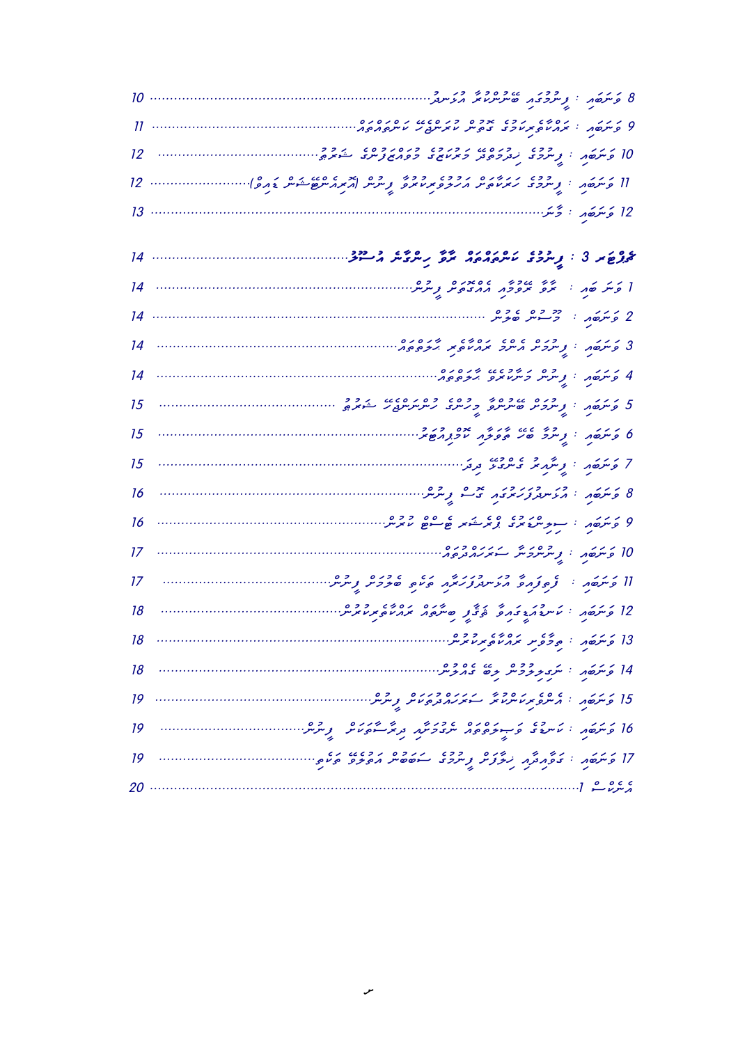8 ވަނަބައި : ފިނުމުގައި ބޭނުންކުރާ އުޞޫލު ........................................................................ 10

9 ވަނަބައި : ރައްކާތެރިކަމުގެ ގޮތުން ކުރަންޖެހޭ ކަންތައްތައް ........................................................ 11

10 ވަނަބައި : ފިނުމުގެ ހިދުމަތްދޭ މަރުކަޒުގެ މުވައްޒަފުންގެ ޝަރުތު ................................................ 12

11 ވަނަބައި : ފިނުމުގެ ހަރަކާތުން އަހުލުވެރިކުރުމާ ފިނުން (އޮރިއެންޓޭޝަން ޑައިވް) ............................ 12

12 ވަނަބައި : މާނަ ........................................................................................................ 13

**ބާބު 3 : ފިނުމުގެ ކަންތައްތައް ރާވާ ހިންގާނެ އުޞޫލު** ........................................................ 14

1 ވަނަ ބައި : ރާވާ ރޭވުމާ އެއްގޮތަށް ފިނުން ........................................................................ 14

2 ވަނަބައި : މޫސުން ބެލުން ........................................................................................ 14

3 ވަނަބައި : ފިނުމުން އެރުމުގެ ރައްކާތެރި ހާލަތްތައް ............................................................ 14

4 ވަނަބައި : ފިނުން މަނާކުރާ ހާލަތްތައް ........................................................................ 14

5 ވަނަބައި : ފިނުމަށް ބޭނުންވާ މިނުންގެ ހުންނަންޖެހޭ ޝަރުތު ................................................ 15

6 ވަނަބައި : ފިނާ ބަޑީ ތަފާތުގައި ކޮޅުއަޅާ ........................................................................ 15

7 ވަނަބައި : ފިނައިރު ގެންގުޅޭ ދިދަ .................................................................................. 15

8 ވަނަބައި : އުޅަނދުފަހަރުގައި ގޮސް ފިނުން ........................................................................ 16

9 ވަނަބައި : ސިލިންޑަރުގެ ޕްރެޝަރ ޗެކް ކުރުން .................................................................... 16

10 ވަނަބައި : ފިނުންވާ ސަރަހައްދުތައް ................................................................................ 17

11 ވަނަބައި : ފޮތިފައިވާ އުޅަނދުފަހަރާއި ވަކިވެ ބަލަން ފިނުން .................................................... 17

12 ވަނަބައި : ކަސްޓަމަރުގެ ވާޗާ ބިނާތައް ރައްކާތެރިކުރުން ........................................................ 18

13 ވަނަބައި : ތިމާވެށި ރައްކާތެރިކުރުން .................................................................................. 18

14 ވަނަބައި : ނަރިދިފުރުން ދިޔަ ގެއްލުން ................................................................................ 18

15 ވަނަބައި : އެންވިރަންމެންޓަލް ސަރަހައްދުތަކުގައި ފިނުން ........................................................ 19

16 ވަނަބައި : ކަރަންޓުގެ ވަސީލަތްތައް ނުހިމަނާ ދިރާސާތަކަށް ފިނުން .............................................. 19

17 ވަނަބައި : ގަވާއިދާއި ޚިލާފަށް ފިނުމުގެ ސަބަބުން އަޅާނެ ފިޔަވަޅު .............................................. 19

އެނެކްސް 1 ................................................................................................................ 20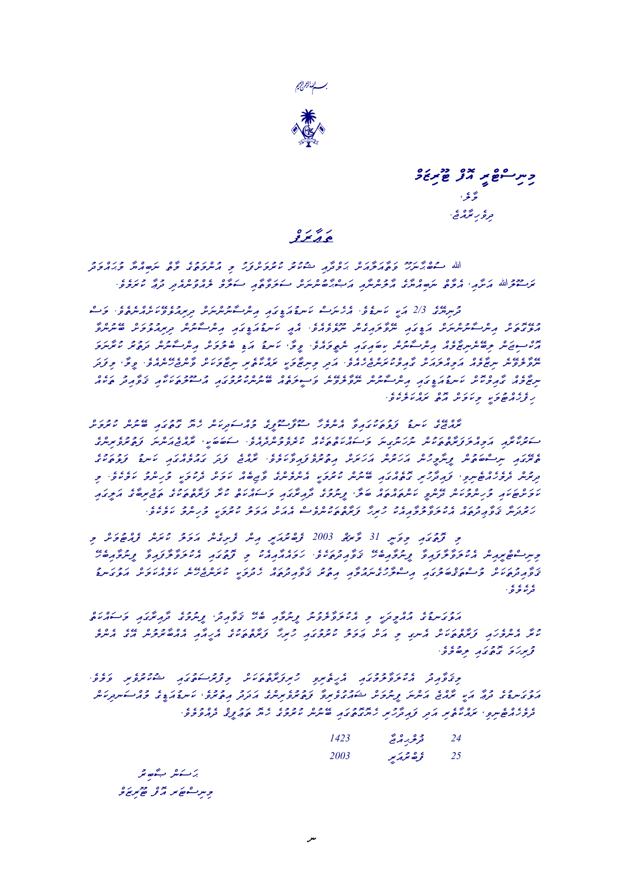بسم الله الرحمن الرحيم

**މިނިސްޓްރީ އޮފް ޖަސްޓިސް**

މާލެ،

ދިވެހިރާއްޖެ.

# ބަޔާން

ﷲ ސުބްޙާނަހޫ ވަތަޢާލާގެ ހަޟްރަތުގައި ޝުކުރު ކުރަމުން މި އެންމެހާ ވާހަކަ ނަބިއްޔާ މުޙައްމަދު ރަސޫލުﷲ އަށާއި، އެކަލޭގެ ނަބިއްޔާގެ އާލުވެރިންނާއި އަޞްޙާބުބޭކަލުންނަށް ސަލާމާއި ޞަލަވާތް ގޮވާލަމުން ދަންނަވާ ކަމަކީ.

ދިރާސާތަކުގެ 2/3 އަށް ކައިވެނި. އަނބިން ކައިވެނިކުރުމުގައި އިންސާފުންނުވާ ދަރިންގެ ތެރެއިން ފަށާގޮތުން ވަކި އެއްބަޔަކު އިންސާފުންނުވާ ގޮތުގައި ކައިވެނިކޮށްފައި ހުރި މީހުން ގިނަވެގެން ދިޔައިރު ބޭނުންވާ ގޮތަށް ދިރުމުގެ ކައިވެނި ސިފަތަކެއް ބޮޑުތަނުގައި ބެލެހެއްޓުމުގެ ގޮތްތައް. ވީމާ، ކައިވެނި އަދި ވަރީގެ އިންސާފުން ދެމެހެއްޓުމަށް ކަނޑައެޅޭނެ ޤަވާޢިދުތަކެއް ހަދަންޖެހުނީއެވެ. އަދި މިކަމާ ގުޅޭ ގޮތުން ވަރިކުރާ ގަވާއިދުތަކަކީ ކައިވެނީގެ އިންސާފުން ބޭނުންވާ ގޮތުގައި ހިންގާ ބޮޑުންނަށް ވެސް ފާހަގަކުރެވޭ ގޮތުގެ ދިރުމުގެ ކަމަކަށް ވެގެން ހުރި ދިރާސާތަކުން ފެނިގެން މިދިޔައެވެ.

ޤާނޫނުގެ ކައިވެނި ވަރިވުމުގެ އުސޫލުތައް ޝަރުޢީ މަސްލަހަތު ބަލައިގެން ކުރަން ޖެހޭ ގޮތުގެ ޙާލަތްތަކުގައި އަމަލުކުރާނެ ގޮތްތަކާ ގުޅޭ ގަވާއިދުތަކެއް ނުހުރުމާއި ޤާނޫނާ ގުޅޭގޮތުން ކުރުވާ ކުރެވޭ ކަންކަމުގެ ތެރެއިން ފަސޭހަ، ސަބަބަށް ޤާނޫނު ދިވެހި ރާއްޖޭގައި ނުހުރުމުން އަދި ހަމަހަމަ ކުރުން ދިރާސާތައް ރާއްޖޭގެ ކައިވެނީގެ މަސްލަޙަތަށް ބަލައިގެން ކައިވެނި ވަރީގެ ގަވާއިދުތައް ހަދަން ކަނޑައެޅުނީ. މި ކަމުގެ ތެރޭގައި ދިވެހި ދައުލަތުގެ ދާއިރާތަކުން ކަނޑައަޅާފައިވާ ގޮތުގެ މަތީން ޢަމަލުކުރާނެ ގޮތުގެ އުސޫލުތަކެއް ކަނޑައަޅައިގެން ވަނީ ޙަވާލުކޮށްފައެވެ.

މި ޤާނޫނުގައި މިވަނީ 31 ޑިސެމްބަރު 2003 ވަނަ އަހަރުގެ ކުރިން ފެށިގެން ކަމަށް ދަންނަވަމެވެ. ދިވެހިރާއްޖޭގެ އާއިލީ ޤާނޫނު ހެދުމުގެ ކަންތައް ހަމަޖެހުމުގެ މަސައްކަތް މި ޤާނޫނުގައި ބައިވެރިވާ ފަރާތްތަކުން ދެމެހެއްޓުމަށް ބޭނުންވާ ގޮތަށް މަސައްކަތް ކުރެވިފައި ވާނެއެވެ.

އަދި ވީ ގޮތެއް މި ޤާނޫނު ބަލަހައްޓާ ދާއިރާތަކުގެ ކުރިއެރުމާއި ބަދަލުތަކާ ގުޅޭގޮތުން ކައިވެނީގެ ހިމާޔަތް ހޯދުމަށް ކުރާނެ ކަންކަމުގެ ތެރޭގައި ފާހަގަ ކުރެވޭނެއެވެ.

މިގޮތުން އާއިލީ ޤާނޫނުގައި އަނބިދަރިން ހިމާޔަތްކުރުމުގެ މިފަދަ ޝަރުޢީ ގަވާއިދު ފަދަ. އަދި ކައިވެނީގެ ދާއިރާ ވަކި ގޮތެއްގައި ބަޔާންކުރާ ޝަރީޢަތުގެ ބަސް ތަފްސީލުކުރުން ހިމެނެއެވެ. ކައިވެނީގެ މުސްކުރިކަން ދެމެހެއްޓުމަށް، ކުރިއަށް އޮތް ދުވަސްތަކުގައި ޤާނޫނު ތަންފީޒުކުރުމުގައި ދާއިރާއަށް ފައިދާކުރާނެކަމަށް ދަންނަވަމެވެ.

| | | |
|---|---|---|
| 24 | ދުލްހިއްޖާ | 1423 |
| 25 | ފެބްރުއަރީ | 2003 |

ޙަސަން ސަޢީދު

މިނިސްޓަރ އޮފް ޖަސްޓިސް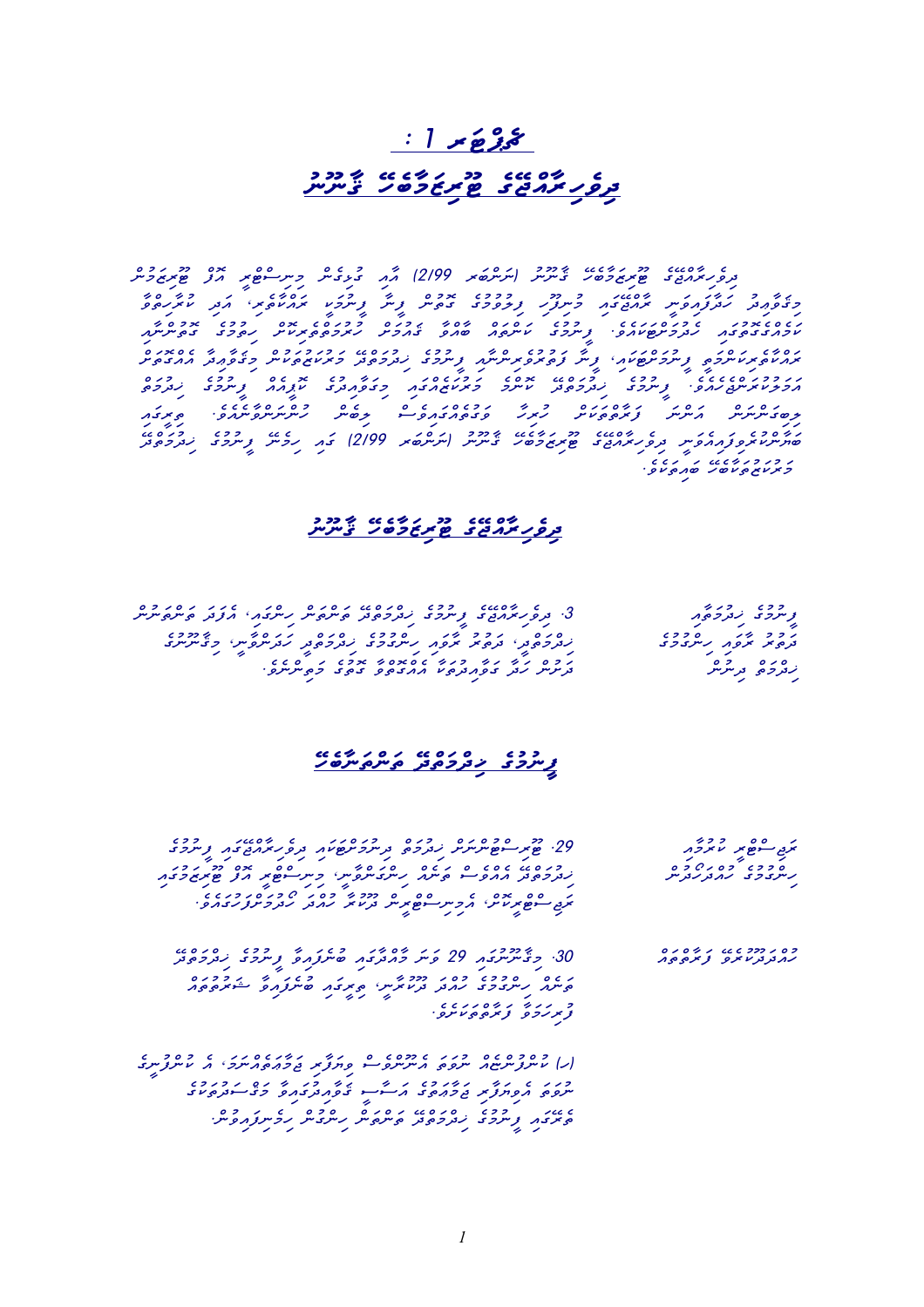# ބާބު 1 :

## ދިވެހިރާއްޖޭގެ ޖުޑީޝަލް ސަރވިސް ޤާނޫނު

ދިވެހިރާއްޖޭގެ ޖުޑީޝަލް ސަރވިސް ޤާނޫނު (ނަންބަރު 2/99) އަކީ ގާނޫނީ ވިސްނުން އަދި ޖުޑީޝަރީ މަސައްކަތް ކުރުމުގައި ދިވެހިރާއްޖޭގެ ޖުޑީޝަލް ސަރވިސްގެ މުވައްޒަފުންގެ ޚިދުމަތުގެ ޝަރުތުތަކާއި، އެ ޚިދުމަތް ލިބިދޭ ފަރާތްތަކުގެ ޙައްޤުތަކާއި ވާޖިބުތައް ކަނޑައަޅާ ޤާނޫނެވެ. މި ޤާނޫނުގައި، ޖުޑީޝަލް ސަރވިސްގެ މުވައްޒަފުންގެ މަސައްކަތާއި ގުޅޭ ކަންތައްތައް ރާވައި ހިންގުމުގެ ބާރު ލިބިގެންވާ ފަރާތްތައް ކަނޑައަޅާފައިވެއެވެ. ޖުޑީޝަލް ސަރވިސްގެ މުވައްޒަފުންގެ ޚިދުމަތުގެ ޝަރުތުތަކާއި ގުޅޭ ގޮތުން ކަނޑައެޅިފައިވާ ކަންކަމަކީ ވެސް ދިވެހިރާއްޖޭގެ ޖުޑީޝަލް ސަރވިސް ޤާނޫނު (ނަންބަރު 2/99) ގައި ހިމެނޭ ޖުޑީޝަލް ސަރވިސްގެ މުވައްޒަފުންގެ ޙައްޤުތަކެވެ.

## ދިވެހިރާއްޖޭގެ ޖުޑީޝަލް ސަރވިސް ޤާނޫނު

| | |
|---|---|
| ޖުޑީޝަލް ސަރވިސްގެ މުވައްޒަފުން | 3. ދިވެހިރާއްޖޭގެ ޖުޑީޝަލް ސަރވިސްގެ މުވައްޒަފުން ކަމުގައި ބެލެވޭނީ، އެއީ ކޯޓުތަކުގައި ހިދުމަތް ކުރާ ފަނޑިޔާރުންނާއި، ކޯޓުތަކުގެ މުވައްޒަފުންނާއި، ޖުޑީޝަރީގެ އިދާރީ މުވައްޒަފުންނެވެ. |

## ޖުޑީޝަލް ސަރވިސްގެ މުވައްޒަފުން ހަމަޖެހުން

| | |
|---|---|
| ޖުޑީޝަލް ސަރވިސްގެ މުވައްޒަފުން ހަމަޖެހުން | 29. ޖުޑީޝަލް ސަރވިސްގެ މުވައްޒަފުން ހަމަޖައްސާނީ ދިވެހިރާއްޖޭގެ ޖުޑީޝަލް ސަރވިސްގެ މުވައްޒަފުންގެ ޚިދުމަތުގެ ޝަރުތުތަކާއި ގުޅޭ ޤަވާޢިދާ އެއްގޮތަށެވެ. |
| ޚިދުމަތުގެ ޝަރުތުތައް | 30. މި ޤާނޫނުގެ 29 ވަނަ މާއްދާގައި ބަޔާންކޮށްފައިވާ ޖުޑީޝަލް ސަރވިސްގެ މުވައްޒަފުންގެ ޚިދުމަތުގެ ޝަރުތުތައް ކަނޑައަޅާނީ ޤަވާޢިދުން ކަނޑައަޅާ ގޮތުގެ މަތިންނެވެ. |
| | (ހ) ކޮންމެ މުވައްޒަފަކު ވެސް ޚިދުމަތުގެ ޝަރުތުތަކަށް ތަބާވާންވާނެއެވެ. އަދި އެ ޝަރުތުތަކާ ޚިލާފަށް ޢަމަލުކުރާ ފަރާތްތަކާ މެދު ޖުޑީޝަލް ސަރވިސްގެ ޤަވާޢިދާ އެއްގޮތަށް ފިޔަވަޅު އަޅަންވާނެއެވެ. |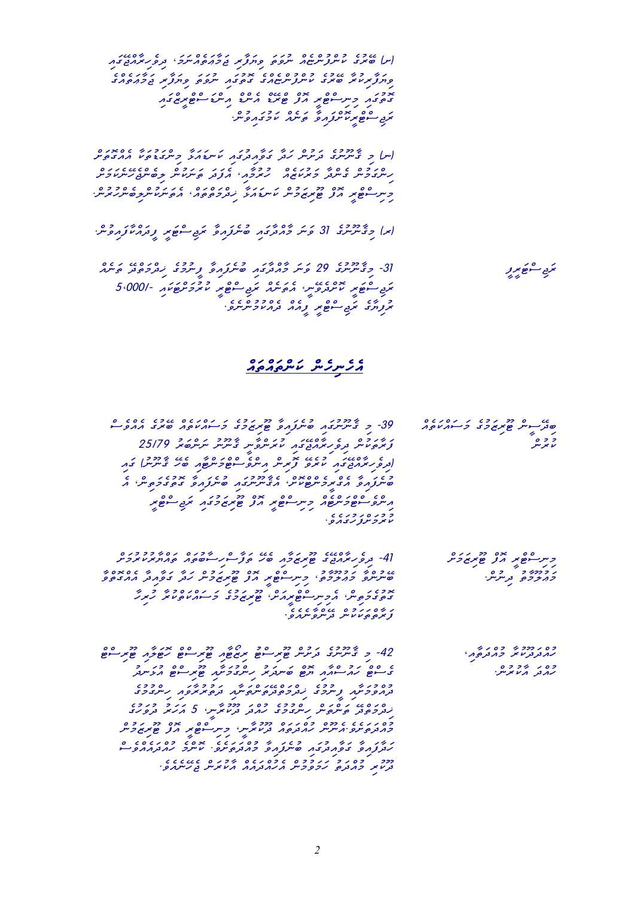(ށ) ބޭރުގެ ކުންފުންޏެއް ނުވަތަ ވިޔަފާރި ޖަމާޢަތެއްގެ، ދިވެހިރާއްޖޭގައި ވިޔަފާރިކުރާ ބޭރުގެ ކުންފުންޏެއްގެ ގޮތުގައި ނުވަތަ ވިޔަފާރި ޖަމާޢަތެއްގެ ގޮތުގައި މިނިސްޓްރީ އަށް ބަޔާނު އަންގާ އިންޑަސްޓްރީގައި ރަޖިސްޓްރޭޝަނުގެ ފީއާއި ބާކީ ކުރަމުން.

(ނ) މި ޤާނޫނުގެ ދަށުން ހަދާ ގަވާއިދުގައި ކަނޑައަޅާ މުއްދަތުގެ ތެރޭގައި ރަޖިސްޓްރީ ކުރުމުން، އޭގެ ތެރެއިން ކޮންމެ ކަމެއް މިނިސްޓްރީ އަށް ހުށަހަޅަމުން، އަދި ރަޖިސްޓްރީ ކުރުމުގެ ބޭނުމަށް ރަޖިސްޓްރީ ކުރަމުން.

(ރ) މި ޤާނޫނުގެ 31 ވަނަ މާއްދާގައި ބުނެފައިވާ ރަޖިސްޓްރީ ފީއެއް ދައްކާފައިވުން.

**ރަޖިސްޓްރީ ފީ**

31- މި ޤާނޫނުގެ 29 ވަނަ މާއްދާގައި ބުނެފައިވާ ފިހާރަތައް ހިންގުމަށް ރަޖިސްޓްރީ ކުރުމަށްފަހު، އަހަރީ ރަޖިސްޓްރީ ފީގެ ގޮތުގައި -/5,000 ރުފިޔާގެ ރަޖިސްޓްރީ ފީއެއް ދައްކަމުންނެވެ.

## އެހެނިހެން ކަންތައްތައް

**ޖޫރިމަނާގެ ގަވާއިދު ކަނޑައެޅުން**

39- މި ޤާނޫނުގައި ބުނެފައިވާ ޖޫރިމަނާގެ ގަވާއިދުތައް ބޭރުގެ އިންވެސްޓް ކުރާ ދިވެހިރާއްޖޭގައި ކަނޑައަޅާ ޤާނޫނު ނަންބަރު 25/79 (ދިވެހިރާއްޖޭގައި ކަރުދާސް ފުރިހަމަ ކުރުމުގެ ޤާނޫނު) ގައި ބުނެފައިވާ ގޮތުގެ މަތިން، އެ ޤާނޫނުގައި ބުނެފައިވާ ގޮތުގެ މަތިން، އެ ގޮތަށް މިނިސްޓްރީ އާއި ޖޫރިމަނާގެ ރަޖިސްޓްރީ ކުރަމުންނެވެ.

**މިނިސްޓްރީ އާއި ޖޫރިމަނާ ބަޔާންކުރުން**

41- ދިވެހިރާއްޖޭގެ ޖޫރިމަނާ ބޭރު ވިޔަފާރި ކުރާ ފަރާތްތަކަށް ކަނޑައަޅާ ގޮތުގެ މަތިން، މިނިސްޓްރީ އާއި ޖޫރިމަނާ ކުރުމުގެ އިޚުތިޔާރު ގޮތުގައި، އެ މިނިސްޓްރީ އިން ޖޫރިމަނާ ކުރާ ގޮތާއި ބޭރުގެ ކަންތައްތައް ފާހަގަކުރުމެވެ.

**ހުއްދަދޭ މުއްދަތު، ހުއްދަ އާކުރުން.**

42- މި ޤާނޫނުގެ ދަށުން ދޫކުރާ ހުއްދައެއް ޖޫރިމަނާގެ ހުއްދައެއް ހުއްދަ ދޫކުރާ ތާރީޚުން ފެށިގެން ހުއްދައިގެ މުއްދަތު ހަމަވާނީ، ހުއްދަ ދޫކުރި ތާރީޚުން 5 އަހަރު ފަހުންނެވެ. މުއްދަތު ހަމަވުމުގެ ކުރިން، މިނިސްޓްރީ އާއި ޖޫރިމަނާ ހުށަހަޅައި ހުއްދަ އާކުރުމުގެ ބޭނުމަށް ހުއްދަ އާކުރުމަށް ހުށަހަޅަން ޖެހޭނެއެވެ.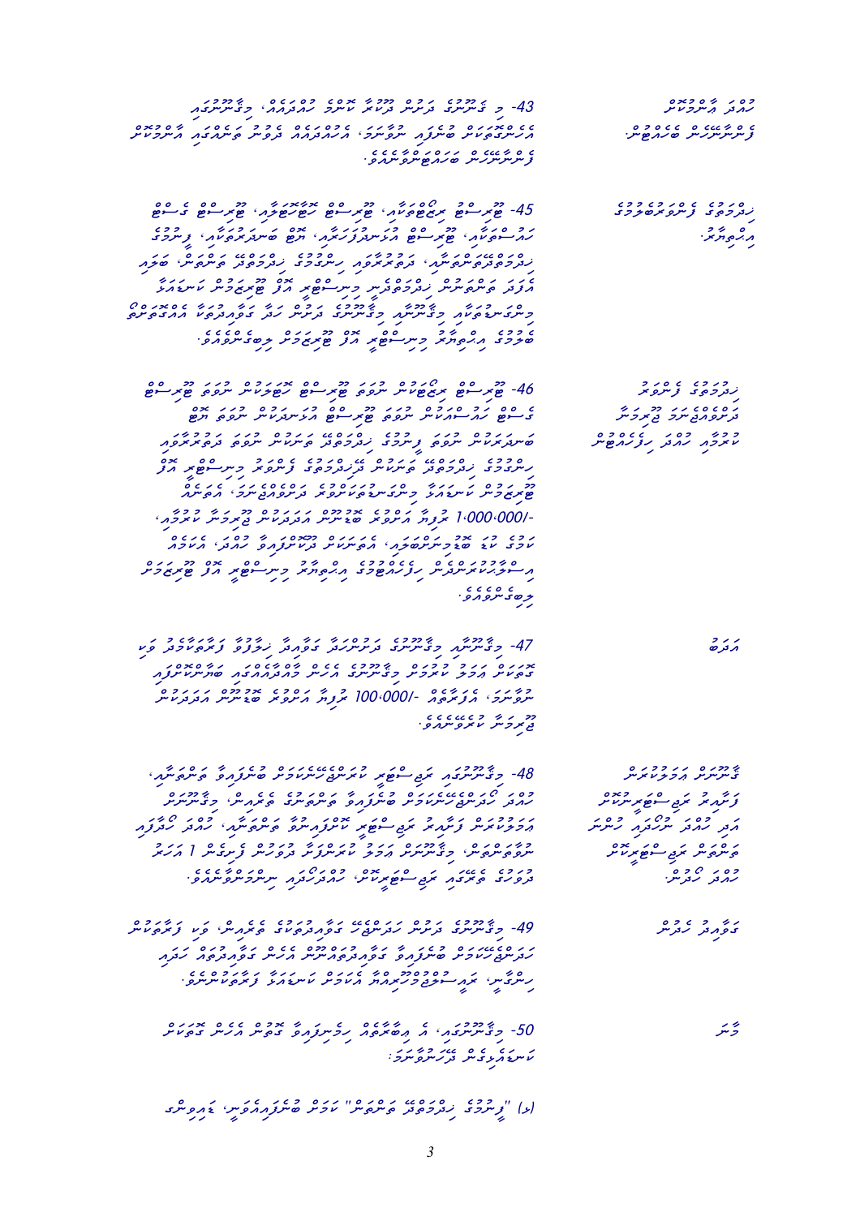| | |
|---|---|
| 43- މި ގާނޫނުގެ ދަށުން ދޫކުރާ ކޮންމެ ހުއްދައެއް، މިގާނޫނުގައި އެހެން ގޮތަކަށް ބުނެފައި ނުވާނަމަ، އެހުއްދައެއް ދޫކުރި ތާރީޚުން ފެށިގެން އަހަރަކު އެއްފަހަރު ފީ ދައްކައިގެން އާކުރަންވާނެއެވެ. | ހުއްދަ އާކުރުން ފީނަށް ބޭނުން. |
| 45- ޑައިވިންގ ސްކޫލްތައް، ޑައިވިންގ ސެންޓަރުތައް، ޑައިވިންގ ގެސްޓް ހައުސްތައް، ޑައިވިންގ އެސޯސިއޭޝަން، ޓޫރު ބޯޓުތައް، ފިނޯޅު ހިދުމަތްދޭ ކުންފުނިތައް، ދަތުރުކުރުވާ ތަންތަން ފަދަ ތަންތަނުން ދޭ ހިދުމަތްތަކުގެ ފެންވަރު ދަމަހައްޓާ ބެލެހެއްޓުމަށް މިނިސްޓްރީއިން އެކިއެކި ފިޔަވަޅު އަޅާ، ގާނޫނާ ގަވާއިދުތަކާ އެއްގޮތަށް ބަލަހައްޓާ އިސްލާހު ގެނައުމަށް މިނިސްޓްރީގެ ޒިންމާއެކެވެ. | ހިދުމަތުގެ ފެންވަރު ބެލެހެއްޓުމާއި އިސްލާހު. |
| 46- ޑައިވިންގ ސްކޫލްތަކުން ހުޅުވާ ޑައިވިންގ ސެންޓަރުތަކުން ހުޅުވާ ޑައިވިންގ ގެސްޓް ހައުސްތަކުން ހުޅުވާ ޑައިވިންގ އެސޯސިއޭޝަން ހުޅުވާ ޓޫރު ބޯޓުތަކުން ހުޅުވާ ފިނޯޅު ހިދުމަތްދޭ ކުންފުނިތަކުން ހުޅުވާ ތަންތަނުގެ ހިދުމަތްދޭ ފެންވަރު ދަށްވެގެންދާނަމަ، މިނިސްޓްރީއިން ބަލާ ކަނޑައަޅާ ފެންވަރަށް ހިދުމަތްދޭ ފެންވަރު ދަށްވެއްޖެނަމަ، އެފަރާތެއް 1,000,000/- ރުފިޔާ އަށް ވުރެ ބޮޑު ނޫން އަދަދަކުން ޖޫރިމަނާ ކުރުމާއި، ހުއްދަ ހިފެހެއްޓުމުގެ ބާރު މިނިސްޓަރަށް ލިބިގެންވެއެވެ. | ހިދުމަތުގެ ފެންވަރު ދަށްވެއްޖެނަމަ ޖޫރިމަނާ ކުރުމާއި ހުއްދަ ހިފެހެއްޓުން |
| 47- މިގާނޫނާ މިގާނޫނުގެ ދަށުން ހަދާ ގަވާއިދާ ހިލާފަށް ޢަމަލުކުރާ ފަރާތަކާމެދު ގަވާއިދު އަދި ގާނޫނުގެ ދަށުން މިގާނޫނުގެ އެހެން މާއްދާތަކުގައި ބަޔާންކޮށްފައި ނުވާނަމަ، އެފަރާތަކަށް 100,000/- ރުފިޔާ އަށް ވުރެ ބޮޑު ނޫން އަދަދަކުން ޖޫރިމަނާ ކުރެވޭނެއެވެ. | އަދަބު |
| 48- މިގާނޫނުގައި ރެގިއުލޭޝަން ކަނޑައަޅަންޖެހޭ ކަންކަމާއި ހުއްދަ ހޯދުމާއި ބެހޭ ގަވާއިދުތައް ހެދުމަށް، މިގާނޫނު އަމަލުކުރަން ފަށާ ތާރީޚާއި ރެގިއުލޭޝަންތައް ފާސްކުރުމާއި، ހުއްދަ ހޯދުމާއި ނުލައި ހިދުމަތްދޭ ފަރާތްތަކަށް، މިގާނޫނު ފާސްކުރާ ތާރީޚުން ފެށިގެން 1 އަހަރު ދުވަހުގެ ތެރޭގައި ރެގިއުލޭޝަން، ހުއްދަ ހޯދުމަށް ހުރި ކަންކަމެވެ. | ގާނޫނު އަމަލުކުރަން ފަށާ ތާރީޚާއި ރެގިއުލޭޝަންތައް އަދި ހުއްދަ ހޯދުން ހުއްދަ ހޯދާ ރެގިއުލޭޝަން ހުއްދަ ހޯދުން. |
| 49- މިގާނޫނުގެ ދަށުން ހަދަންޖެހޭ ގަވާއިދުތައް ހެދުމަށް، ވަކި ފާސްކުރާ ހަދަންޖެހޭ ގަވާއިދުތައް ހަދާ ގަވާއިދުތައް އެކުލަވާ ހަދާނީ، ރަސްމީ ގެޒެޓުގައި ޝާއިޢުކޮށް އޭގެ ފަހުން ގަވާއިދުތައް ތަންފީޒުކުރާނެއެވެ. | ގަވާއިދު ހެދުން |
| 50- މިގާނޫނުގައި، އެ އިބާރާތެއް ހިމެނިފައިވާ ގޮތުން އެހެން ގޮތަކަށް ކަނޑައެޅިގެން ނުވާނަމަ: | މާނަ |

(ހ) "ފަތުރުވެރިކަމުގެ ހިދުމަތްދޭ ތަންތަން" ކަމަށް ބުނެފައިވާ ތަނަކީ، ޓޫރިސްޓް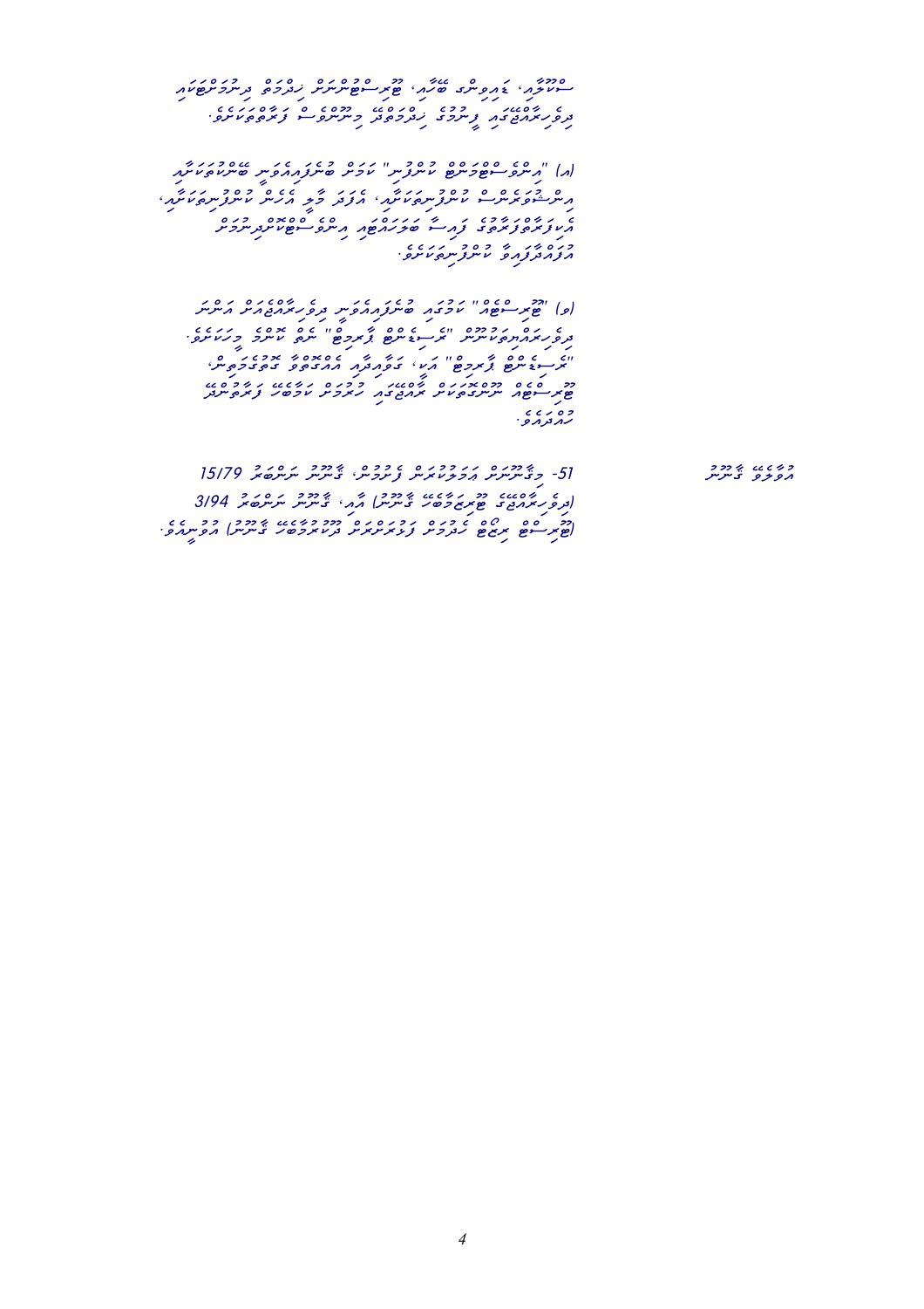ސްކޫލާއި، ޖެއިލިންގ ބޯޓާއި، ޕާރލަމެންޓުން ހިންގުމާއި ދިނުމާއިބެހޭ
ދިވެހިރާއްޖޭގައި ފާސްކުރާ ހިދުމަތުގެ މިންގަނޑު ފަރާތްތަކަށް ކަމަށް.

(ހ) "އިންޓަރނެޓް ބޭންކިންގ ކޮންފިޔުޓަރ" ކަމަށް ބުނެވިދާނީ ބޭންކުތަކާއި
އިންޝުއަރަންސް ކުންފުނިތަކާއި، އަދި މާލީ އަރާސް ކުންފުނިތަކާއި،
އަދި ސަބްސިޑީ ފަދަ ބޭނުންތަކުގައި އިންޓަރނެޓް ބޭންކިންގ
ހިއްސާކުރާ ކުންފުނިތަކެވެ.

(ށ) "ޕާރލަމެންޓް" ކަމަށް ބުނެވިދާނީ ދިވެހިރާއްޖޭގެ އަސާސީ
ދިވެހިރާއްޖޭގެ ޤާނޫނު "ރައްޔިތުންގެ މަޖިލިސް" ނުވަތަ ކޮންމެ ވެސް މަޖިލިހެވެ.
"ރައްޔިތުންގެ މަޖިލިސް" އަކީ، ގަވާއިދާއި އެއްގޮތަށް ގެންގުޅޭ،
ޕާރލަމެންޓް ނުންގަތުމަކީ ރާއްޖޭގައި ހުރުމުގެ ކަމާބެހޭ ފަރާތުން
ހެދިފައެވެ.

އުވާލެވޭ ޤާނޫނު

51- މިޤާނޫނަށް އަމަލުކުރަން ފެށުމުން، ޤާނޫނު ނަންބަރު 15/79
(ދިވެހިރާއްޖޭގެ ޖިނާއީ މުރާފާއާ ޤާނޫނު) އާއި، ޤާނޫނު ނަންބަރު 3/94
(ޖިނާއީ ޙިނާ ކުރުމުގެ ފުރުސަތު ދޭ ޤާނޫނު) އުވިގެންދާނެއެވެ.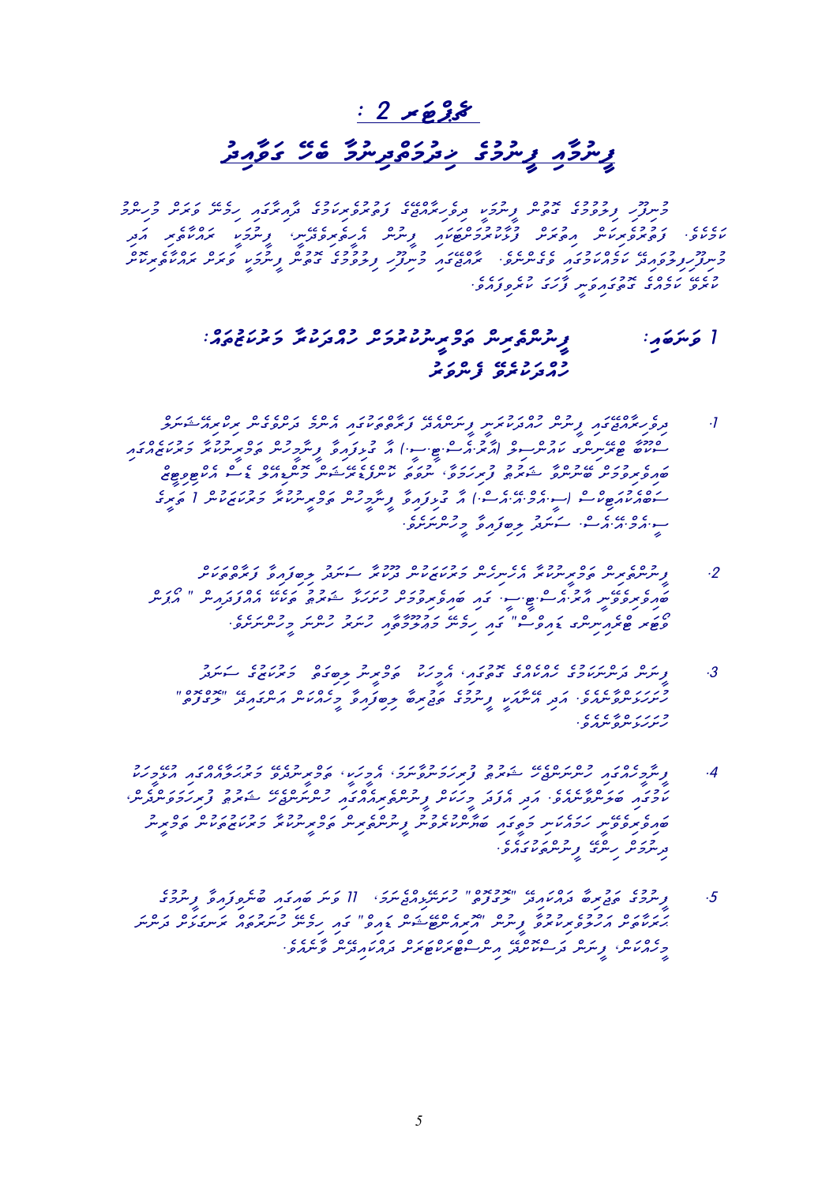# ބާބު 2 :

## ފީނުމާއި ފީނުމުގެ ހިދުމަތްދިނުމާ ބެހޭ ގަވާއިދު

މުނިފޫހި ފިލުވުމުގެ ގޮތުން ފީނުން ދިވެހިރާއްޖޭގެ ފަތުރުވެރިކަމުގެ ދާއިރާގައި ހިމެނޭ ވަރަށް މުހިންމު ކަމެކެވެ. ފަތުރުވެރިކަން އިތުރަށް ފުޅާކުރުމުގެ ބައެއް ގޮތްގޮތުގައި ފީނުން އާއްމުވެފައިވާއިރު، ފީނުމަކީ ރައްކާތެރި ގޮތެއްގައި މުނިފޫހިފިލުވުމުގެ ގޮތުން ކުރެވޭ ކަމަކަށް ހެދުމަށް ގަވާއިދު ހަދާފައެވެ. ރާއްޖޭގައި މުނިފޫހި ފިލުވުމުގެ ގޮތުން ފީނުމަށް ގޮތެއް ރައްކާތެރިކަން ކަށަވަރުކުރުމަށް ގަވާއިދު ހަދާފައެވެ.

### 1 ވަނަ ބައި: ފީނުމުގެ ހިދުމަތްދިނުމުގެ ހުއްދަދޫކުރުމާ ގުޅޭ ކަންތައް: ހުއްދަދޫކުރާ ފަރާތް

1. ދިވެހިރާއްޖޭގައި ފީނުމުގެ ހިދުމަތްދިނުމުގެ ހުއްދަ ދޫކުރާނީ ފަތުރުވެރިކަމުގެ ވުޒާރާއިން ކަމަށް ބޭނުންވާ ފަރާތްތަކުން (އެމް.އާރ.ސީ.އެސް.ޖީ.ސީ.) އާ ގުޅިގެން ފީނުމުގެ ހިދުމަތްދިނުމުގެ ހުއްދަ ހޯދަން ބޭނުންވާ ފަރާތްތަކުން ފީނުމުގެ ހުއްދައަށް ވުޒާރާއަށް ހުށަހަޅަންވާނެއެވެ. ހުއްދަދޫކުރެވޭނީ (ސީ.އެމް.އޭ.އެސް.) އާ ގުޅިގެން ފީނުމުގެ ހިދުމަތްދިނުމުގެ ހުއްދަ ހޯދުމަށް ސީ.އެމް.އޭ.އެސް. ސަރުކާރު ހިދުމަތްތަކުން ކަމަށް ބަލައެވެ.

2. ފީނުމުގެ ހިދުމަތްދިނުމާ އެހެނިހެން މަސައްކަތްތައް ކުރުމަށް ބޭނުންވާ ފަރާތްތަކުން ހުއްދައަށް އެދޭ ފަރާތްތަކުން ވުޒާރާއަށް ހުށަހަޅަންވާނެއެވެ. މި ގޮތުން ހުށަހަޅާ ފޯމް ހުށަހަޅަންވާނީ "ފީނުމުގެ ހިދުމަތްދިނުމާ ގުޅޭ ފޯމް" ގައި ވާ ގޮތަށް ފުރިހަމަކޮށްގެންނެވެ.

3. ފީނުން ދަސްކޮށްދިނުމާއި ފީނުމުގެ ޓްރޭނިންގ، އަދި ފީނުމުގެ ވިޔަފާރީގެ މަޢުލޫމާތު ސަރުކާރަށް ހުށަހަޅަންވާނެއެވެ. އަދި ފީނުމާ ގުޅޭ ލިޔެކިޔުންތައް ބަލަހައްޓަންވާނީ "ލޮގްބުކް" ގައި ވާ ގޮތަށެވެ.

4. ފީނުމުގެ ހިދުމަތްދޭ ފަރާތްތަކުން ފީނުމަށް ބޭނުންކުރާ ސާމާނު ރައްކާތެރިކަމާއެކު ބަލަހައްޓަންވާނެއެވެ. އަދި ފީނުމުގެ ހިދުމަތްދިނުމުގައި ބޭނުންކުރާ ތަކެތި ފީނުމުގެ ހުއްދަ ދޫކުރުމުގެ ސަރުކާރުގެ ޝަރުތުތަކާ އެއްގޮތަށް ހުންނަންވާނެއެވެ.

5. ފީނުމުގެ ޚިދުމަތް ދޭ ފަރާތްތަކުން ހިނގާ ހާދިސާތަކާއި ގުޅޭ މަޢުލޫމާތު، 11 ވަނަ ބާބުގައި ބަޔާންކޮށްފައިވާ ފީނުމުގެ ހާދިސާތައް ރިޕޯޓުކުރުމުގެ ގަވާއިދާ އެއްގޮތަށް ވުޒާރާއަށް ހުށަހަޅަންވާނެއެވެ.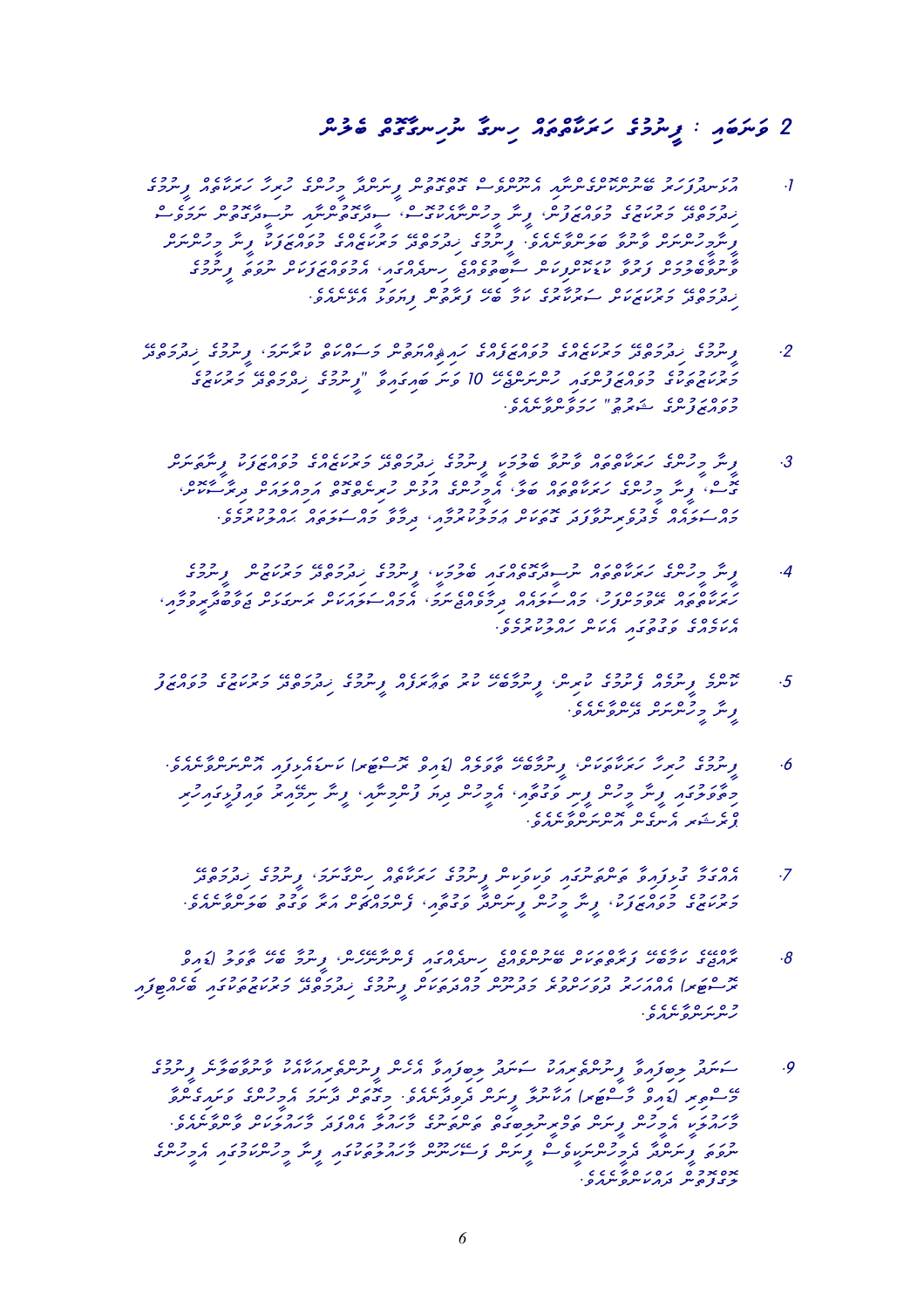# 2 ވަނަ ބައި : ފިނޑުގެ ހަރަކާތްތައް ހިނގާ ނިޒާމާއި ބެލުން

1. އޮކްސިޖަނާއި ބޮޑުކޮށް ގުޅޭބައިތަކަށް އެންމެ ގާތުން ފިނޑާއި ހަރަކާތް ފިނޑުގެ ހުރިގޮތުގެ މައްސަލަ ދެނެގަތުން، ފިނޑު މިހެންވެސް ހަރަކާތްތެރިކޮށް، ސިފަތަކާއި ނިޒާމު ފިއްލުމުގެ ވާހަކަ ބަޔާންކުރާނަމަ. ފިނޑުގެ ހުރިގޮތުގެ މައްސަލަތަކުގެ ގޮތުން ފިނޑު މިހެން މާނަކުރާނީ ކޮންމެ ވެސް ކަމެއްގެ ސަބަބުން ހިނގައިދާ، އަމިއްލަ ގޮތުން ނުވަތަ ފިނޑުގެ ހުރިގޮތުގެ މައްސަލަތައް ސަބަބުތަކުގެ ތެރެއިން ފާހަގަކުރެވޭ ބައިތައް ފަދަ ކަންތައްތައް އެނގެންޖެހެއެވެ.

2. ފިނޑުގެ ހުރިގޮތުގެ މައްސަލަތަކުގެ ގޮތުގައި ހިމެނޭ ކަންތައްތައް ވަކިވަކިން ބަޔާންކުރެވިފައިވާނެއެވެ. ފިނޑުގެ ހުރިގޮތުގެ މައްސަލަތަކުގެ ގޮތުގައި ހިމެނޭ 10 ވަނަ ބައިގައި "ފިނޑުގެ ހުރިގޮތުގެ މައްސަލަތަކުގެ ގޮތުގެ ސުރުޚީ" ހިމަނާފައިވާނެއެވެ.

3. ފިނޑު މިހެން ހަރަކާތްތައް ވާގޮތް ބަލައި، ފިނޑުގެ ހުރިގޮތުގެ މައްސަލަތަކުގެ ގޮތުގައި ފިނޑަށް ވާގޮތް ބަލާނެ، ފިނޑު މިހެން ހަރަކާތްތައް ބެލުމާއެކު، އަމިއްލަ ގޮތުން ހިނގާ ކަންކަމާއި މަސައްކަތްތައް ދިރާސާކުރުން، މަސައްކަތް ފިނޑުގެ ނިޒާމަށް ގުޅުންހުރި ކަންކަމާއި، ދިރާސާ މަސައްކަތް ހަރަކާތްތެރިވުމެވެ.

4. ފިނޑު މިހެން ހަރަކާތްތައް ނިޒާމުތަކުގެ ބެލުމަށް، ފިނޑުގެ ހުރިގޮތުގެ މައްސަލަތަކުގެ ފިނޑު ހަރަކާތްތައް ރާވައިދިނުމަށް، މަސައްކަތް ދިރާސާކުރުމަށް، އެމަސައްކަތްތަކަށް ތަފާސްހިސާބު ބެލެހެއްޓުމަށް، އަދި މިފަދަ އެހެން ކަންތައްތަކެވެ.

5. ކޮންމެ ފިނޑުއެއް ވާގޮތް ދެނެގަނެ، ފިނޑަށް ބޭނުން ކުރާ ބައެއްގެ ފިނޑުގެ ހުރިގޮތުގެ މައްސަލަތަކުގެ ގޮތުން ފިނޑު މިހެން ދޭންވާނެއެވެ.

6. ފިނޑުގެ ހަރަކާތްތަކަށް، ފިނޑާބެހޭ ތަފާސް (ޑައިލް ރިޕޯޓު) ކަނޑައަޅައިގެން އެންމެންނަށް ހުށަހެޅޭނެއެވެ. މިތަފާސްހިސާބު ފިނޑު މިހެން ފިނި ވަގުތު، އަދި މިހެން ދިނުމުގެ ފުރުޞަތު، ފިނޑު ނިޒާމު ތައްޔާރުކޮށް ފޯރުކޮށްދެވޭނެ ވަރަށް އެކަށީގެންވާ ގޮތަކަށް ހުށަހަޅަންޖެހެއެވެ.

7. އެއްމެ ފުރިހަމަ ބެލެހެއްޓުމާއި ވަކިވަކިން ފިނޑުގެ ހަރަކާތްތައް ހިންގާނަމަ، ފިނޑުގެ ހުރިގޮތުގެ މައްސަލަތަކުގެ ގޮތުން، ފިނޑު މިހެން ފިނޑާ ވަގުތު، ފޯރުކޮށްދިނުމަށް އަދި ވަގުތު ބަލަހައްޓަންވާނެއެވެ.

8. ރާއްޖޭގެ ކަނޑައަޅާ ފަރާތްތަކުން ބޭނުންކުރެވޭ ހިސާބުގައި ފޯރުކޮށްދީ، ފިނޑު ބައި މަޢުލޫ (ޑައިލް ރިޕޯޓު) އެއްކޮށްފައި ދިރާސާކޮށް މަސައްކަތް މައުލޫމާތުތައް ފިނޑުގެ ހުރިގޮތުގެ މައްސަލަތަކުގައި ބެލެހެއްޓުމުގައި ހިންގަންވާނެއެވެ.

9. ސަރުކާރު ދިރާސާއާއި ފިނޑުގެ ހިންގުމާއި ސަރުކާރު ދިރާސާއާއި އެކުން ފިނޑުގެ ހިންގުމުގެ މަސައްކަތާއި ފިނޑުގެ މަޢުލޫމާތު (ޑައިލް ރިޕޯޓު) އެކަށީގެންވާ ފިނޑުގެ ފޯރުކޮށްދިނުމަށް. މަޢުލޫމާތު މާނަކުރެވޭ ގޮތަކަށް މަޢުލޫމާތު ހިމަނައި، ފިނޑު ބަލަހައްޓަން ފޯރުކޮށްދީ، ފިނޑު މިހެން ހިމަނާނެ ގޮތަކަށް މަސައްކަތް ކުރަންވާނެއެވެ. ނުވަތަ ފިނޑުގެ ހުރިގޮތުގެ ފިނޑު ވަކިވަކިން ފޯރުކޮށްދިނުމަށް ފިނޑު މިހެން ހަރަކާތްތަކުގައި ހިމަނާފައި ދިރާސާކުރަންވާނެއެވެ.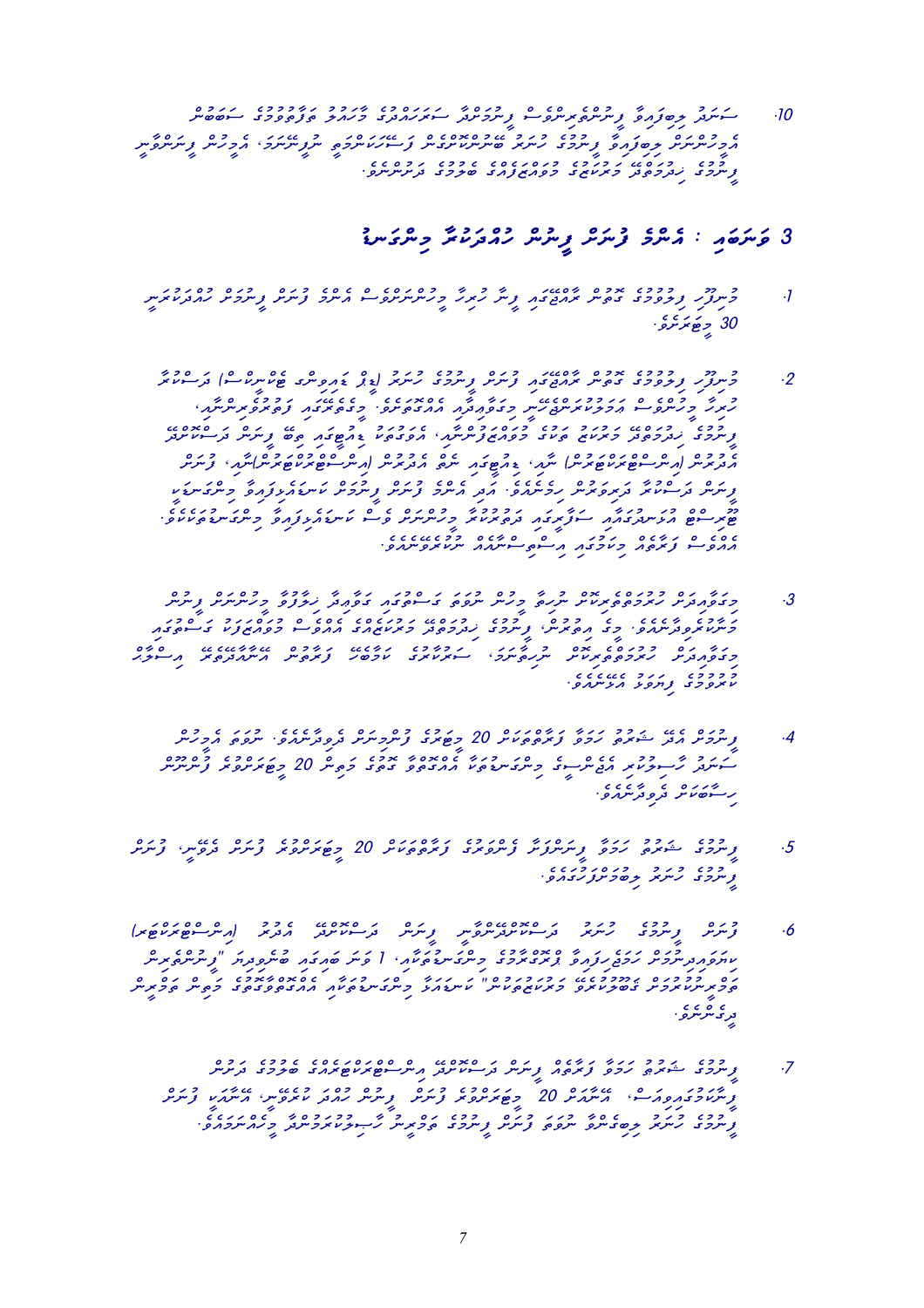10. ސަރުދު ތިބެފައިވާ ފިހާރަތްތަކުން ވިޔަފާރި ސަރުކާރުގެ މާއްދީ ތާޔީދު ބޭނުންވާނެ ސަބަބުން އެފިހާރަތަށް ތިބެފައިވާ ފިހާރުގެ ހަރަދު ބޭނުންތަކާއި ފަސޭހަތަކާއި ނުލިބޭނަމަ، އެފަދަ ފިހާރަތައް ހިންގުމުގެ މަސައްކަތް މުވައްޒަފުންގެ ބޭނުމަށް ދަށުކުރެވޭނެއެވެ.

## 3 ވަނަބައި : އެންމެ ފަހަރު ފިހާރު ހުއްދަދޭނާ މިންގަނޑު

1. މުނިފޫހި ފިލުވުމުގެ ގޮތުން ރާއްޖޭގައި ވިޔާ ހުރިހާ މީހުންނަށްވެސް އެންމެ ފަހަރު ފިހާރަތަށް ހުއްދަދެއްވާނީ 30 މިނިޓަށެވެ.

2. މުނިފޫހި ފިލުވުމުގެ ގޮތުން ރާއްޖޭގައި ފަހަރު ފިހާރަތަކުގެ ހިނގާ (ޖެޓް ސްކީ، ބޮޑީ ބޯޑިންގ) ދަނޑުވާރު ހުރިހާ މީހުންނަށް އަމިއްލަ ނަމުގައި މިފަދަ ފިހާރުތަކުގައި އެފަދަ ފަރުވާ ލިބެންހުންނަ، ފިހާރުގެ ހަރަދުތަކާއި ގުޅުންހުރި އެހެނިހެން ކަންކަމުގައި ބައިވެރިވުމަށް ހުއްދަ ދޭނެއެވެ. (ބީޗް ފުޓްބޯޅަ، ބީޗް ވޮލީ ބޯޅަ ފަދަ ކުޅިވަރުތަކާއި) ސީދާ ފިހާރު ދަނޑުވާރު ހިއްސާކުރުމަށް އެދި ފިހާރުތަކުގައި ހުއްދަ ދޭނެއެވެ. އަދި ފަހަރު ފިހާރު ދަނޑުވާރު ކަސްރަތާއި މިންގަނޑު ދަށް ހިނގާ ސަރަހައްދުތަކުގައި ފިހާރު ކަސްރަތާއި މިންގަނޑު ދަށުން ހިންގޭނެއެވެ. އެއްގޮތަށް ފަހަރު މީހުންގެ އިސްލާމީ ސަގާފަތާއި ނުބައި ކުރާނެއެވެ.

3. މިފަދަ ހުށަހަޅާ ސަރަހައްދުތަކުގައި މީހުން ނޫނީ ގެސްޓުގައި ގެވާފައި ހުއްޓާ މީހުންނަށް ހަމަޖެހޭނެއެވެ. މިގޮތުން، ފިހާރުގެ ހަރަދުތަކާއި ގުޅުންހުރި އެއްވެސް މުވައްޒަފަކު ގެސްޓުގައި މިފަދަ ހުށަހަޅާ ސަރަހައްދުތަކުގައި ސަރުކާރުގެ ހަމަތަކުން ފަރާތުން އަދާކުރާ ކަމާބެހޭ އިސްލާމީ ގަވާއިދާ ޢަމަލުކުރެވޭނެއެވެ.

4. ފިހާރުގެ އެދޭ ސަރުކާރު ހަމަ ފަހަރު ބަލަހައްޓާ 20 މިނެޓަށް ދިއުން ހުއްދަ ދެވިދާނެއެވެ. ނަމަވެސް އެފަދަ ސަރަދު ކަސްރަތާއި އެއްބަސްވާ މިންގަނޑު އިއްޒަތާއި ގުޅޭ ފަރާތަކާ 20 މިނެޓުގެ ފުރުސަތު ހިސާބަށް ދިވިދާނެއެވެ.

5. ފިހާރުގެ ސަރުކާރު ހަމަ ފިހާރުފަށް ފަހަރުގެ ބަލަހައްޓާ 20 މިނެޓަށް ފަހަރު ދިއުން، ފަހަރު ފިހާރުގެ ހުއްދަ ތިބެފައިވާ ހުއްދައެވެ.

6. ފަހަރު ފިހާރުގެ ހުރިހާ ދަނޑުވާރު ފިހާރު ދަނޑުވާރު އެހެން (ބީޗް ފުޓްބޯޅަ) ކަސްރަތާއި ހަމަ ފަހަރު ޕްރޮގްރާމުގެ މިންގަނޑުތަކާ، 1 ވަނަ ބައިގައި ބަޔާންވާ "ފިހާރުތަކުން ބޮޑީބޯޑިންގ ގެސްޓުގައި މިފަދަ ހުށަހަޅާ" ކަސްރަތާ މިންގަނޑުތަކާ އެއްގޮތަށް ހަމަ ފިހާރު ދިނެވެ.

7. ފިހާރުގެ ސަރުކާރު ހަމަ ފަހަރު ފިހާރު ދަނޑުވާރު އިސްލާމީ ހަރަދުތަކުގެ ބަލަހައްޓާ ދަނޑު ފިހާރަތުގެ އެދޭގެ، 20 މިނެޓަށް ފަހަރު ފިހާރު ހުއްދަ ދެވިދާނެ، އެދޭ ފަހަރު ފިހާރުގެ ހަމަ ސަރަހައްދު ހިސާބަށް ހުއްދަތަކުގެ މިންގަނޑުތަކާ ގުޅިގެންނެވެ.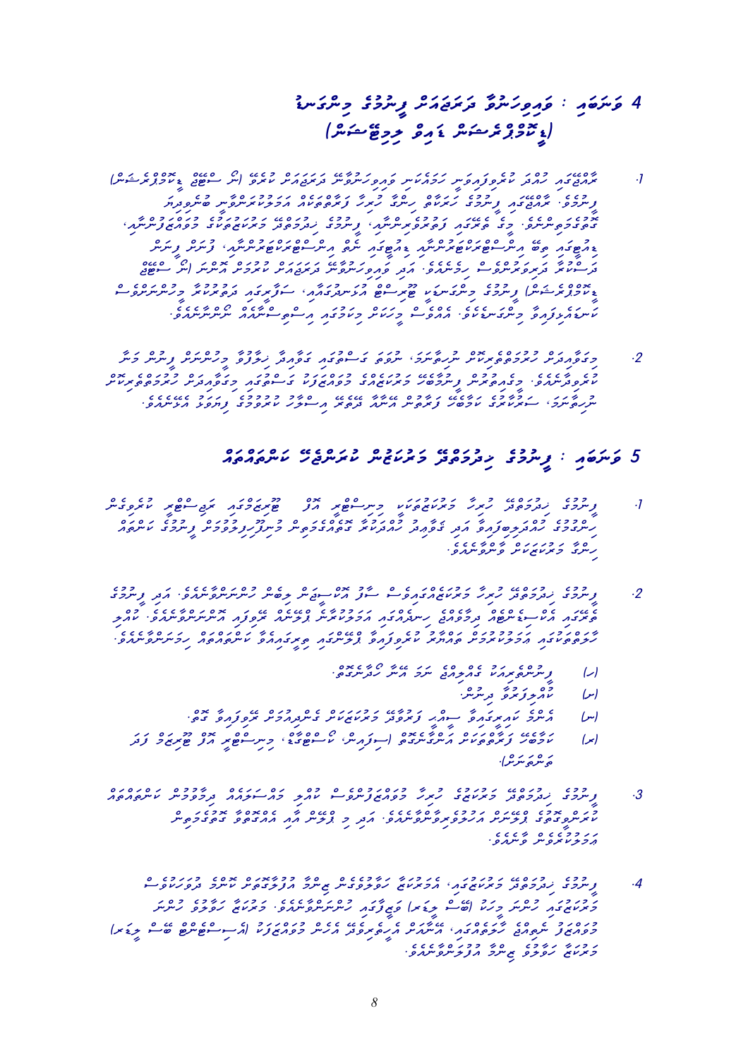# 4 ވަނަ ބައި : ވައިލަންސާ ދަރަޖައަށް ފިސްޤުގެ މިންގަނޑު
## (ޕޯނޮގްރަފިކަން ގައިޑް ލައިންސް)

1. ޤާނޫނީގޮތުން ހުއްދަ ކުރެވިފައިވާ ހަމައެކަނި ވައިލަންސާ ދަރަޖައަށް ކުރެވޭ (އެ ސޯޝަލް ޕޯނޮގްރަފިކަން) ފިލްމުގެ. ޤާނޫނީގޮތުން ފިލްމުގެ ހަރަކާތް ހިނގާ ހުރި ގޮތްތަކާއި އަހުލާގީ ކަންތައްތަކާއި ބެހޭގޮތުން ގާތްގަނޑަކަށް ލިބިދެވިދާނެ ފިލްމުތައް ކުރިއަށް ގެންދިއުމުގެ ޚިދުމަތާ ދޭ ގުޅުންހުރި ކަންތައްތަކުގެ ބޭނުން ހިފާ ކުރިއަށްދާ ފުރިހަމަ ގޮތަށް ރައްޔިތުންގެ އަހުލާގީ ކަންތައްތަކާ ގުޅުންހުރި ގޮތުގެ ދަށުން ހަރަކާތްތެރިވާ ދަރަޖައަކަށް ކުރެވިދާނެއެވެ. އެފަދަ ފިލްމު (އެ ސޯޝަލް ޕޯނޮގްރަފިކަން) ފިލްމުގެ މިންގަނޑަށް ޚާއްޞަ އިންސާނުންނާއި، ސަގާފަތާއި، ދީނުގެ ކުރިމަގު މިންގަނޑުތަކާ ކުރިމަތިވާ ގޮތަށް މިންގަނޑުތައް ވާން ޖެހޭނެއެވެ. އެއްވެސް ގޮތަކުން ދީނާއި ސަގާފަތް އިސްލާމީ ސަގާފަތުގެ ހަމަތަކާ ހިލާފުވާ ގޮތަށް ހުރުން ނުވާނެއެވެ.

2. މިދަރަޖައިގެ ފިލްމުތަކުގައި ހިމެނޭ ކަންތައްތައް ވަކި ކަމަކަށް ސާބިތު ނުކުރެވޭ ފޯމެއް ނުވަތަ މީސްތަކުން ފެންނަ ގޮތަށް ހުރިގޮތަށް ހުށަހެޅޭނެއެވެ. ތިޔައިން ބަލައިގަނެވޭ ގޮތުގައި ހަރަކާތްތަކުގެ ދަރަޖަތައް ކަނޑައެޅުމަށް ބައިވެރިވާ ފަރާތްތަކުން ކަނޑައަޅާ ބޭނުންކުރާނެއެވެ. ސިފަކޮށްދޭ ފިލްމު ވަކި ކަމަކަށް ހާއްސަ ގޮތަކަށް އިސްލާމީ ސަގާފަތާ ހިލާފު ކަންތައްތައް ނުހިމެނޭނެއެވެ.

# 5 ވަނަ ބައި : ފިލްމުގެ ޚިދުމަތް ދިނުމާ ގުޅޭ ކަންތައްތައް

1. ފިލްމުގެ ހިދުމަތް ދޭ ބޭރު ދަރަޖަކުރެވޭ ތަނަކަށް ސިނަމާ ހޯލު ނުވަތަ ޓީވީ ޗެނަލްތަކުގައި ދައްކާ ފިލްމުތަކާއި، ހިދުމަތް ދިނުމަށް ބޭނުންކުރެވޭ ފިލްމުގެ ކުރިން ދަރަޖަ ކަނޑައެޅިފައިވާ ފިލްމުގެ ތަފްސީލު ހިމެނޭ ގޮތަށް ލިބިދޭނެ ދަރަޖަ ކަނޑައެޅުމަށް ހުށަހަޅަންވާނެއެވެ.

2. ފިލްމުގެ ހިދުމަތް ބޭރު ދަރަޖަކުރެވޭ ތަނެއްގައި ސިނަމާ ހޯލު ނުވަތަ ހިސްސާކުރާ ތަނެއްގައި ދައްކާނަމަ އެ ފިލްމު ދަރަޖަކުރުމަށް ހުށަހަޅަންވާނެއެވެ. އަދި ފިލްމުގެ ބޭނުމަށް އެކި ސިފަތަކުން ދެކޮޅު ހެދުމުގެ ކުރިން ދަރަޖަ ކަނޑައެޅިފައިވާ ފިލްމެއްގެ ތަފްސީލު ހުށަހަޅަންވާނެއެވެ. ކޮންމެ ހާލަތެއްގައި ކަނޑައެޅިފައިވާ ބޭނުންތަކުގައި ހިމެނޭ ކަންތައްތައް ހިނގަމުންދާ ގޮތް ހުށަހަޅަންވާނެއެވެ.

   (ހ) ފިލްމުގެ ނަމާއި ބޭނުންކުރާ ބަހާއި ފިލްމު ހެދި އަހަރު.

   (ށ) ކުރުތަފްސީލެއް ދިނުން.

   (ނ) އެ ފިލްމު ކުރިން ސިނަމާ ހޯލެއްގައި ނުވަތަ އެހެން ތަނެއްގައި ދައްކާފައިވާނަމަ އެ މަޢުލޫމާތު.

   (ރ) ކުރީގެ ދަރަޖައާ ގުޅޭ މަޢުލޫމާތު (އިޝްތިހާރު، ޕޯސްޓަރު، ޓްރެއިލަރ ފަދަ ބައިތައް).

3. ފިލްމުގެ ހިދުމަތް ދޭ ބޭރު ފިލްމުތައް ދަރަޖަކުރުމަށް ހުށަހަޅާނީ ފިލްމުގެ ނަމުގައި ދަރަޖަ ކަނޑައެޅުމަށް އެދޭ ފޯމު ފުރިހަމަކޮށް ހުށަހަޅާގޮތަށެވެ. އަދި މި ފޯމު ހުށަހަޅާއިރު އޭގައި ބޭނުންވާ ހުރިހާ ތަފްސީލު ހިމަނަންވާނެއެވެ.

4. ފިލްމުގެ ހިދުމަތް ދޭ ފަރާތްތަކުން، އެ ފިލްމުގެ ސަބްޓައިޓަލް ލިޔުމުގެ ބަސް ދިވެހި ބަހަށް ތަރުޖަމާކޮށް ދިނުމަކީ ހުށަހަޅަންވާ ކަމެކެވެ. ފިލްމުގެ ތަރުޖަމާ (ޑަބް ކުރުން) ކުރެވިފައިވާނަމަ ތަރުޖަމާގެ ބަސް ހުށަހަޅަންވާނެއެވެ. ފިލްމު ހުށަހަޅާއިރު، ތަރުޖަމާ ކުރެވިފައިވާ ބަހާއި ލިޔެފައިވާ ބަސް (އިނގިރޭސި ބަސް ފަދަ) ފިލްމުގެ ތަރުޖަމާ ވަކިން ހުށަހަޅަންވާނެއެވެ.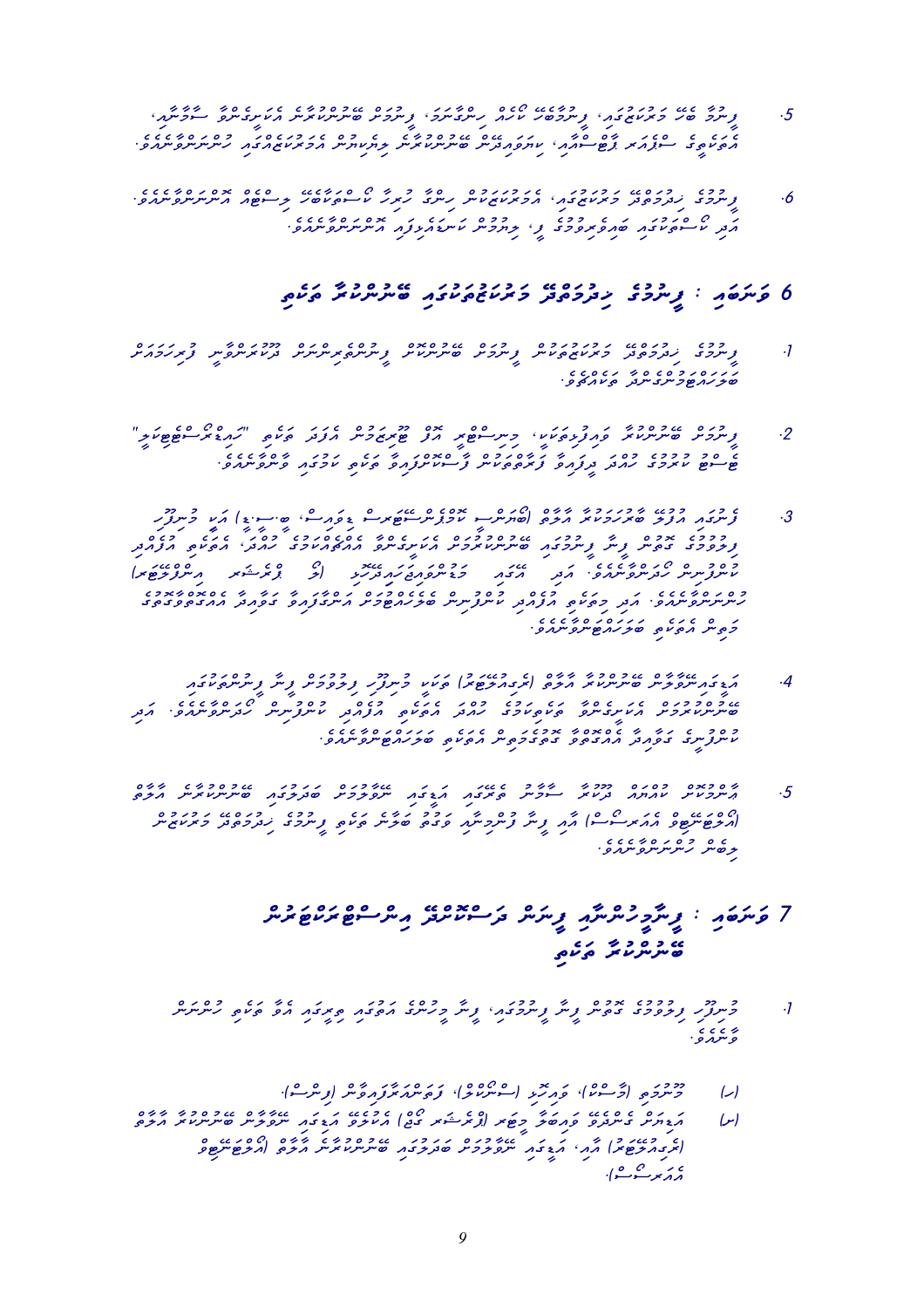5. ފީނުމާ ބެހޭ މަރުކަޒުގައި، ފީނުމާބެހޭ ކޯސްއެއް ހިންގާނަމަ، ފީނުމަށް ބޭނުންކުރާ އެކިއެކި ސާމާނާ، އެތަކެތީގެ ސްޕެއަރ ޕާޓްސް އާއި، ކަރަބުވެއްޖެނަމަ ބޭނުންކުރާނެ ދިރުވާލުމުގެ އަދުވާތައްވެސް ހުންނަންވާނެއެވެ.

6. ފީނުމުގެ ހިދުމަތްދޭ މަރުކަޒުތަކުގައި، އަތުރުކުރަމުންދާ ހުރިހާ ކޯސްތަކާބެހޭ ރިކޯޑެއް އޮންނަންވާނެއެވެ. އަދި ކޯސްތަކުގައި ބައިވެރިވާ ފަރާތްތަކުގެ ލިސްޓް، ރިކޯޑްކޮށް ބަލަހައްޓަން އޮންނަންވާނެއެވެ.

## 6 ވަނަ ބައި : ފީނުމުގެ ހިދުމަތްދޭ މަރުކަޒުތަކުގައި ބޭނުންކުރާ ވައި

1. ފީނުމުގެ ހިދުމަތްދޭ މަރުކަޒުތަކުގައި ފީނުމަށް ބޭނުންކުރާ ވައިފުރާ ސިލިންޑަރު ދޫކުރެވޭނީ ފުރިހަމައަށް ބަލަހައްޓާ ރަނގަޅު ހާލަތުގައި ހުރުމުންނެވެ.

2. ފީނުމަށް ބޭނުންކުރާ ވައިފުރާ ސިލިންޑަރު ބޭނުންކުރަންވާނީ ދުނިޔޭގައި ޤަބޫލުކުރެވޭ ވަކި ގޮތަކަށް "ހައި ޕްރެޝަރ ސިލިންޑަރ" ޓެސްޓު ކޮށް ފާސްވެފައިވާ ސިލިންޑަރުތަކެވެ.

3. ފީނުމުގައި ބޭނުންކުރާ ވައި ބޭނުންކުރުމުގެ މިންގަނޑު (ބްރީދިންގ އެއަރ ކޮމްޕްރެސަރ ސްޓޭންޑަރޑް ބީ.އެސް.އީ.އެން) އާއި ގުޅޭ ގޮތުން ފީނުމުގެ ހިދުމަތްދޭ މަރުކަޒުތަކުގައި ބޭނުންކުރާ ވައި ޓެސްޓު ކުރަންވާނެއެވެ. އަދި މި ގޮތުން ބޭނުންކުރާ ވައިގެ ޓެސްޓް ކުރެވިފައިވާ (ސެޓްފިކެޓް އިންސްޕެކްޝަން) ހުންނަންވާނެއެވެ. އަދި މިބައިގެ ޒުވާނުން ޓެސްޓުކުރާނެ ޤަވާއިދާ ގުޅޭ އެއްގަމުގެ ވަޒަނުގެ ގޮތުން ބޭނުންކުރަންވާނެއެވެ.

4. އަޖައިންސީގެ ބޭނުންކުރާ އާލާތް (ބްރީދިންގ އެއަރ ކޮމްޕްރެސަރ) ތަކަކީ ފީނުމުގެ ހިދުމަތްދޭ ފީނުމުގެ މަރުކަޒުތަކުގައި ބޭނުންކުރާ ވައި ފުރާނެ ގޮތަށް ތަރުތީބުކޮށްފައި ހުންނަންވާނެއެވެ. އަދި އެ އާލާތްތައް ރަނގަޅު ހާލަތުގައި ބަލަހައްޓަންވާނެއެވެ.

5. އެކުލަވާފައި ކުރިއަށް ދާ ސައިޒުގެ ފީނުމުގެ މަރުކަޒުތަކުގައި ބޭނުންކުރާ ވައިގެ ފެންވަރު ބަލަން ބޭނުންކުރާ ވަސީލަތް (އެންވަޔަރަމެންޓް ޕްރޮޓެކްޝަން) އާއި ގުޅިގެން ފީނުމުގެ ހިދުމަތްދޭ މަރުކަޒުތަކުގައި ޓެސްޓު ކުރަންވާނެއެވެ.

## 7 ވަނަ ބައި : ފީނާއިރު ބޭނުންކުރާ ފީނާ ޢަލާމާތް އިންސްޓްރަކްޓަރުން ބޭނުންކުރާ ވައި

1. ފީނުމުގެ ހިދުމަތްދޭ ފަރާތްތަކުން ފީނާއިރު، ފީނާ ދިރުމުގެ އަޅުގަނޑު ބެލެހެއްޓުމުގެ އާލާތް ވައި ހުންނަންވާނެއެވެ.

(ހ) ފީނާއިރު (ސަރފޭސް)، ވައިފުރާ (ސިލިންޑަރު)، ފީނުމުގެ ޢަލާމާތް (ފްލެގް).

(ށ) އަޖައިންސީ ގޮތުން ބޭނުންކުރާ ވައިފުރާ (ބްރީދިންގ އެއަރ) އާލާތް ބޭނުންކުރާ ފީނުމުގެ ޤަވާއިދު (ބްރީދިންގ ސިސްޓަމް) އާއި، އަޖައިންސީ ފީނުމުގެ ހިދުމަތްދޭ މަރުކަޒުތަކުގެ ޤަވާއިދު (އޮކްސިޖަން ކިޓް).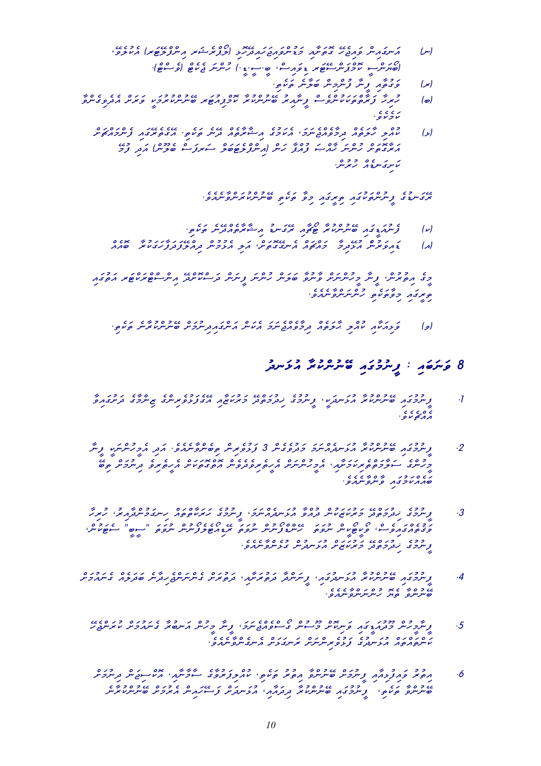(ނ) އަނބިއުން ވިޔަފާރި ގާތުން މަޢުލޫމާތު ދޭންޖެހޭނީ (ލޯކަލް ކައުންސިލްތައް އިންފޮމޭޝަން) އެކުލަވާ، (ބާރަނީ ކަރަންޓްސަރު ޖާގަ، ޕީ.އެސް.ޖީ.) ހުރުން ޖެހޭ (ވާސިލް).

(ރ) މަޢުލޫމާތު ފިޔާ ފޯނުން ބަލާނެ ވާނެއެވެ.

(ބ) ހިނގާ ފަރާތްތަކަށް ނޯޓިސް ފޮނުވުމުގެ ބޭނުންކުރާ ކާޑުއެޅުމަށް ބޭނުންކުރުމުގެ ވަރަށް އަދި ވަގުތުތަކާއި ކަމާބެހޭ.

(ޅ) ކޮށް ހާލަތުގައި ދިރާސާކުރެވޭ، އަޅުގަނޑު އިސްލާމްދީން ދޭން ވާނެ. އެހެނިހެން ފިހުމުގައި އެއާއެކު ހުށަހަޅާ ދެއްކުމަށް ފާސްކުރާ (އިންޓަނެޓުން ބަލައިގެން) އަދި ފޯމު ކުރިއަށް ގެންދިޔުމަށް ހުށަހެޅުން.

ދަގަނޑު ފިހުމުގެ ތަރުތީބު މަގޭ ވާނެ ބޭނުންކުރަނީ ފާޑުއެވެ.

(ށ) ފިހުމުގައި ބޭނުންކުރާ ޗާޓާއި ދަގަނޑު އިސްލާހުތައް ދޭން ވާނެ.

(ނ) ގައިދާތަށް އަދުލުވީ މުއްސަސާ އެހެނިހެން، އަދި އެކުލެވި ދިރާސާކުރުމާއި ކުރަންނަށް ބޭނުންވާ

މިގޮ އިތުރުން، ފިހާ މަސްލަހަތު ގާތު ވަރަށް ހުރިހާ ފިޔަވަ މަސްއޫލިއްޔަތު އިންސާނީ ޙައްޤުތައް އަދި ބިލީގައި މަޢުލޫމާތު ހޯދުމަށް ބޭނުންވާނެއެވެ.

(ވ) ވިއްކާއި ކޮށް ހާލަތު ދިރާސާކުރާ އެކަން އެނގޭ ފިހުމުން ބޭނުންކުރަން ވާނެ.

## 8 ވަނަ ބައި : ފިހުމުގައި ބޭނުންކުރާ އުސޫލު

1. ފިހުމުގައި ބޭނުންކުރާ އުސޫލަކީ، ފިހުމުގެ ހަރުމަޢުލޫ މަރުހަލާގެ އެއްވެފައިވާ ބިންމާގެ ދަރުމަތިއަށް އެއްގޮތް ވެގެންނެވެ.

2. ފިހުމުގައި ބޭނުންކުރާ އުސޫލުތަކަކީ މަރުހަލާ 3 ވަރުގެ ފިހުމަށް ބެލެވޭނެއެވެ. އަދި އެހެންނަމަ ފިޔާ މަސްލަހަތު ސަރުކާރުގެ ރަސްމީ ބިމެއް، އެހެންނަމަ އެހެނިހެން ބިން ބަޔާންކުރާ ގެތައް އެހެނިހެން ދިރުމުން ބިލީ ކަމަށް ވާނަމަ ވާނެއެވެ.

3. ފިހުމުގެ ހަރުމަޢުލޫ މަރުހަލާތަކުން ދެއްވާ އުސޫލުތަކަށް، ފިހުމުގެ ކަނޑައެޅުން ހިނގާ ކުރިއެރުވުމަށް، ހުރިހާ ވަގުތުތަކަށް، ވަޒީފާގެ ނަތީޖާ ހުށަހަޅާ ނޫނީ ފާސްކުރުން ނުވަތަ ތަރުތީބުކޮށް ހުށަހަޅާ "ސިޓީ" ބާޒާރު، ފިހުމުގެ ހަރުމަޢުލޫ މަރުހަލާގެ އުސޫލުން ދެވޭނެއެވެ.

4. ފިހުމުގައި ބޭނުންކުރާ އުސޫލަކީ، ދަރުމަތި ބެލެހެއްޓުމަށް ފިހާ ދަރުމަތި، ދަރުމަތު ގެންދިއުމުގެ ދަށުން ބަލައިގެން ދެމެހެއްޓުމަށް ބޭނުން ވަރަށް ހުށަހެޅިގެންނެވެ.

5. ފިޔާ ހުރިހާ މަސްއޫލިއްޔަތެއް ވަކިކުރުމަށް ގެސްޓުހައުސް ފިހުމުގެ، ފިޔާ ހިނގުމަކީ އިސްލާމް ގެންދިއުމަށް ކަނޑައެޅޭ ކަންތައްތައް ކުރުމުގެ ފިހުމުގެ ގަވާއިދުތައް ދިރާސާކޮށް އަންގަވާނެއެވެ.

6. އިތުރު ވަކިފަރާތް ފިހުމުގެ ބޭނުންވާ އިތުރު ވާނެ، ކޮންމެ ވަކިވާ ސަލާމަތް، އޯގާތެރިކަން ދިނުމަށް ބޭނުންވާނެ ފިހުމުގައި ބޭނުންކުރާ ދިރުމާއި، އުސޫލުން ފަސޭހަކުރުން އެކުލަވާ ބޭނުންކުރާ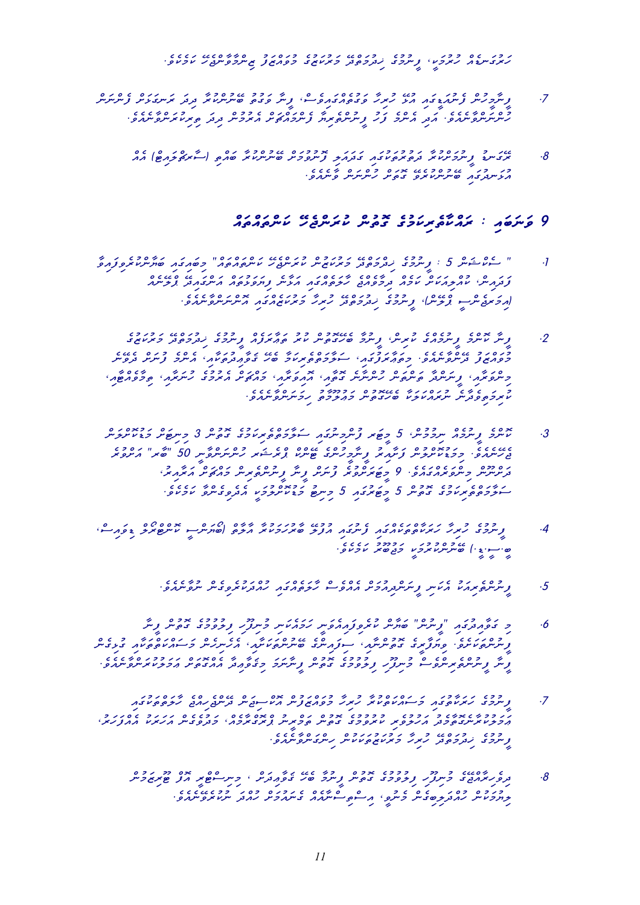ހަރުގަނޑެއް ހުރުމަކީ، ފެންމުގެ ހިދުމަތުގެ މަރުކަޒުގެ މުވައްޒަފު ޖިންސާންޖެހޭ ކަމެކެވެ.

7. ފެންމުގުން ފެންއަޅާއިރު އޭގެ ހުރިހާ ވަގުތެއްގައިވެސް، ފެން ވަޅުގެ ބޮޑުންނާއި ދިޔަ ރަނގަޅަށް ފެންނަން ހުންނަންވާނެއެވެ. އަދި އޭނާގެ ފަހަތު ފެންމުގެއާއި ފެންމުއްގާތުން އަރުވާ ދިޔަ ވިދިގަންނަންވާނެއެވެ.

8. ބޭސިކް ފެންމުންނަކާ ދަތުރުތެރިކަމުގައި ގަދައަޅި ފޯމުމަތުން ބޮޑުންނަކާ ބޮއްޖި (ސްނޯރކަލިންގ) އެއް އެދެނިދުމުގައި ބޮޑުންނަކާ ގޮތުން ހުންނަން ވާނެއެވެ.

## 9 ވަނަބައި : ރައްކާތެރިކަމުގެ ގޮތުން ކުރަންޖެހޭ ކަންތައްތައް

1. "ސެކްޝަން 5 : ފެންމުގެ ހިދުމަތުގެ މަރުކަޒުން ކުރަންޖެހޭ ކަންތައްތައް" މިބައިގައި ބަޔާންކޮށްފައިވާ ފަދައިން، ކުއްލިއަކަށް ކަމެއް ދިމާވެއްޖެ ހާލަތްތަކުގައި އަމަލުކުރާނެ ގޮތުގެ އުސޫލެއް ފުރިހަމަ (އިމަޖެންސީ ޕްލޭން)، ފެންމުގެ ހިދުމަތުގެ ހުރިހާ މަރުކަޒެއްގައި އޮންނަންވާނެއެވެ.

2. ފެން ކަނޑުގެ ފެންމުގެއް ހުރިނަ، ފެންމާ ބެހޭގޮތުން ހުރި ތަޢާރަފެއް ފެންމުގެ ހިދުމަތުގެ މަރުކަޒުގެ މުވައްޒަފު ދަސްކޮށްދޭންވާނެއެވެ. މިތަޢާރަފުގައި، ސަލާމަތީ ފިޔަވަޅު ބޭނުންކުރާ ގޮތްދެނެގަތުމާއި، އެންމެ ފެނުން ދުވަން މިތަނާއި، މިތުރުތަކާއި، ފެންނަށް ކުރުގެން ގޮތް، އޮކްސިޖަން، މައްޗަށް އަރާ ގޮތްތަކާއި، ކަރަންޓުގެ ދިޔުމާއި، މިޑުމަތުބަޔާ، ކަރަންޓުފަދަ ނަރައާކާތާ ބަދަލުތަކާއި ހިމެނޭގޮތަށް ހިމަނަންވާނެއެވެ.

3. ކޮންމެ ފެންމުމެއް ނިމުމުން، 5 މީޓަރ ފުންމިނަކަށް ފެންފަތަން ގެންދާ ގޮތަށް 3 މިނިޓް މަޑުކޮށްލައިގެން ރައްކާކުރުވެވޭ. މަޑުކޮށްލާ ސްޓޮޕް ނުކުރައި ފެންމުގެ ދަތުރު ނިމޭއިރު ސިލިންޑަރުގައި 50 "ބާރ" އަށްވުރެ ދަށްނުވާ މިންވަރަކަށް މިހާރުވެއެވެ. 9 މީޓަރ ބާލާ ފަރުން ފެން ފެންމުންނަކަށް މަޑުކޮށްލުމަކީ، ސަލާމަތީ ގޮތުން 5 މީޓަރގައި މަޑުކޮށްލުމަށް އެދެވިގެންވާ ކަމެކެވެ.

4. ފެންމުގެ ހުރިހާ ރައްކާތެރިކަމެއްގައި ފުރުގެ ޤާރަފުގެ ބޮޑުމަކުރަމުން ވާރާ (ބޮއިޔަންސީ ކޮންޓްރޯލް ޑިވައިސް، ބީ.ސީ.ޑީ.) ބޭނުންކުރުމަކީ މަޖބޫރު ކަމެކެވެ.

5. ފެންމުގެރައެއް އަކަށް ފެންނުވުމުން އަމިއްލަ ހާލަތުގައި ހުރުމަކުރިގެން ނުވާނެއެވެ.

6. މި ގާއިދާގައި "ފެނުން" ބާއްވާ ކުރެވިފައިވާ ކަމެއް ފެންމުގެ ކުރިން ޤަވާޢިދާއި ނުލާ ވަކި ފެންމުގެރައަކަށް، ހައްދުގެ ބޮޑުންނަކާ، ސާފުކުރުމުގެ ބާރުތަކާއި، އެހެނިހެން މަސައްކަތްތަކާ ގުޅިގެން ފެން ފެންމުންގެ ގޮތުން ފެންމުގެ ގޮތުން ފެންނަމާ މެދުވެރިވާ އެއްބަސްވުމެއް ހަމަޖެއްސޭނެއެވެ.

7. ފެންމުގެ ހަރަކާތްތަކުގައި މަސައްކަތްކުރާ ހުރިހާ މުވައްޒަފުން ދަސްވެފައިވާ ކޮންމެވެސް ރައްކާތެރިކަމުގައި އަމަލުކުރާނެ ގޮތް ބަޔާންކޮށްދީ، ފެންމުގެ ގޮތުން ދަތުރުކުރާ އަހަރުތަކާއި، މަސައްކަތްތައް ފެންމުގެ ހިދުމަތުގެ މަރުކަޒުތަކުން ހިންގަންވާނެއެވެ.

8. ދަތުރުތަކުގައި ފެންމުގެ ގޮތުން ފެންމާ ބެހޭ ގޮތުން ދެނެގަނެ، މުނިސިޕަލް އާދި ޖާގައާއި ހުރިހާ ކަމެއްގައި ބަލަހައްޓައި، އިސްތިސްނާގެ ގޮތުން ކުއްލި ނުރައްކަލަކުން ސަލާމަތްވާނެ ގޮތް ހޯދަންވާނެއެވެ.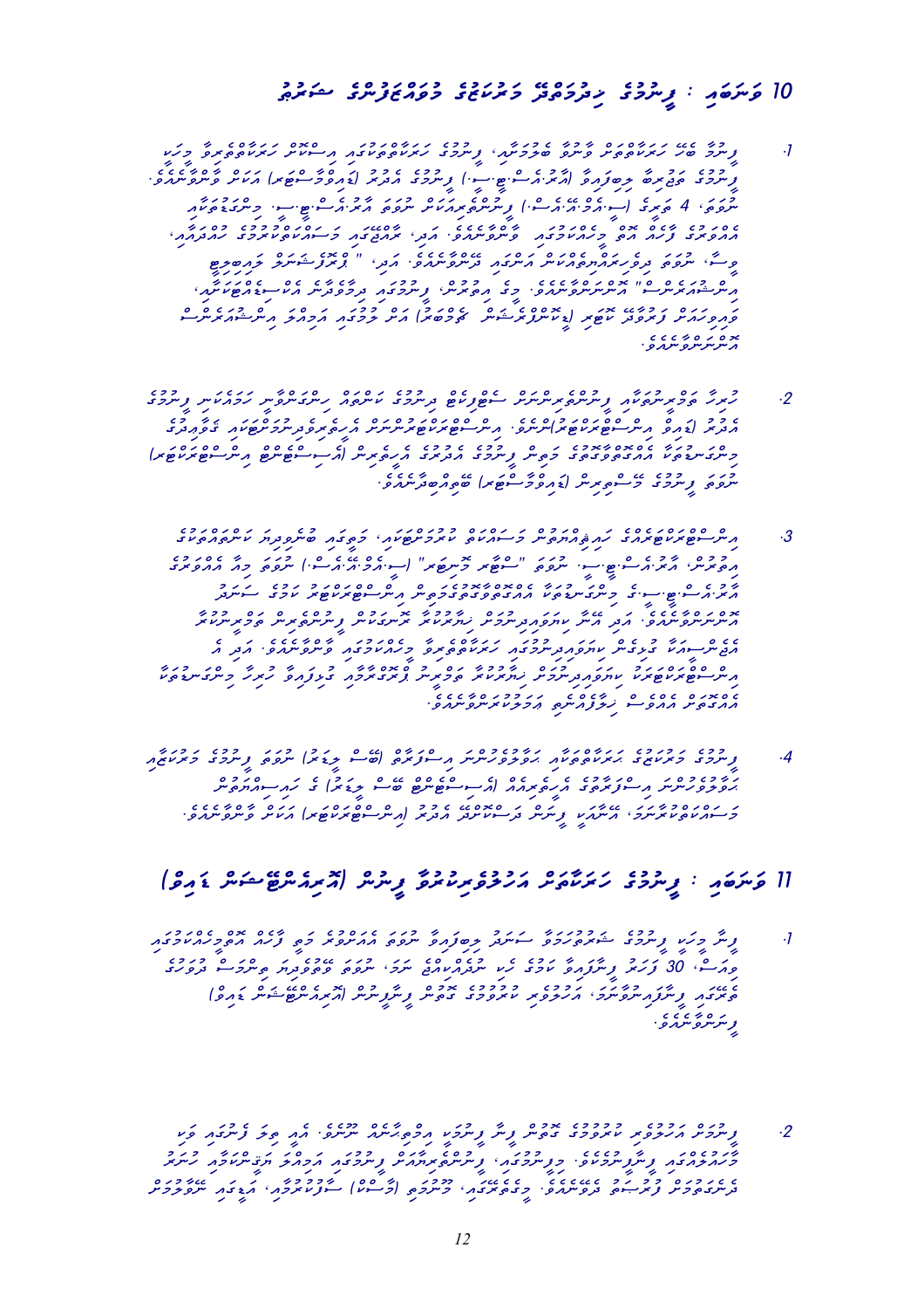# 10 ވަނަބައި : ޕެންޝަނުގެ ހިދުމަތްދޭ މަރުކަޒުގެ މުވައްޒަފުންގެ ޝަރުތު

1. ޕެންޝަން ބޯޑު ހަރަކާތްތަކުން ފާރަވެރިވުމާއި ބެލުމަށާ، ޕެންޝަނުގެ ހަރަކާތްތަކުގައި އިސްކޮށް ހަރަކާތްތެރިވާ މީހަކީ ޕެންޝަނުގެ ބޯޑުން ލިބިފައިވާ (އޯ.ޕީ.އެސް.ޕީ.) ޕެންޝަނުގެ އޮފީހުގެ (ޗީފް އެގްޒެކެޓިވް) އަކީ ވާންޖެހޭނެއެވެ. ނުވަތަ، 4 ވަރަކު (ސީ.އައި.އެފް.އޯ.) ޕެންޝަން ފަންޑުގެ އަދި އޯ.ޕީ.އެސް.ޕީ. ހިންގުމުގައި މުހިއްމު ދައުރެއް އަދާކުރާ މުވައްޒަފުންނަށް ހަރަކާތްތަކުގައި ފާރަވެރިވުމަށް ހަރުދަނާކުރާ ގަވާއިދު ތަރުތީބުކުރުމަށް އެއްބަސްވެވިފައިވާ ޝަރުތުތަކެއް ހުރުމަކީ، ނުވަތަ "ފިޓް އެންޑް ޕްރޮޕަރ" ކަމަށް ބެލެވޭނެއެވެ. އަދި، ޕްރޮފެޝަނަލް ތަޖުރިބާ ލިބިފައިވުމާއި، ޕެންޝަނުގައި ދިރާސާކުރާ ދާއިރާތަކުގެ ތަޖުރިބާ ހޯދައިގެން މިފަދަ އަދި ކޮންމެ މުއައްސަސާތަކެއްގައި އިސްވެރިންނަށް ޝަރުތުތަކެއް ހުރުމަކީ މުހިއްމު ކަމެކެވެ.

2. ހުރިހާ ބޯޑުމެމްބަރުންނާއި ޕެންޝަން ހިންގާ ސެކްރެޓޭރިއެޓުގެ ކޮންމެ ހާލަތެއްގައި ދެމެހެއްޓުމަށް ޕެންޝަނުގެ އެއްވެސް މާލީ ނުވަތަ އިންވެސްޓްމަންޓުގެ ހަރަކާތްތަކެއް ހިންގާ އަދި ދެވަނަ ދަރަޖައިގެ މުވައްޒަފުން ޕެންޝަނުގެ އަދި ދައުލަތުގެ ޤާނޫނުތަކާއި އެއްގޮތަށް ޕެންޝަނުގެ ބޯޑުން (އިޔޫމަން ރިސޯސް) ތަމްރީނު ދޭންވާނެއެވެ.

3. އިންވެސްޓްމަންޓް ހިންގާ މުވައްޒަފުން، ސަރުކާރުގެ ވަޒީފާތަކާއި ގުޅުންހުރި ކަންކަމުގައި، ފިހާރާ ޕެންޝަނުގެ އިންސާފުވެރިކަމާއި، އޯ.ޕީ.އެސް.ޕީ.ގެ "ސްޓާފް ރޫލްސް" (ސީ.އައި.އެފް.އޯ.) ނުވަތަ ހިތް އޯ.ޕީ.އެސް.ޕީ.ގެ މެނޭޖުމަންޓުގެ އަދި ދައުލަތުގެ ޤާނޫނުތަކާ ގުޅޭގޮތުން އިންވެސްޓްމަންޓް ކަމެއް ނަހަމަގޮތުގައި ބޭނުންކުރުމަށް އަދި ޕެންޝަނަށް ގެއްލުން ދިނުމާއި ދުރުވުމަށް، ފިޔަވަޅު އަޅާ ޕެންޝަނުގެ އަދި ޕެންޝަނަށް ގެއްލުން ދޭނެ ގޮތަކަށް ޢަމަލުނުކުރުމަކީ ކޮންމެ މުވައްޒަފަކު ކުރަންޖެހޭނެ ކަމެކެވެ. އަދި އެ އިންވެސްޓްމަންޓަށް ހަރަކާތްތަކާ ގުޅިގެން ހުށަހެޅޭ ސާފުކަމާއި ޕެންޝަނުގެ ރައްކާތެރިކަން ދިނުމަށް ހިނގާ ފަދަ ތަރުތީބުތައް ކަނޑައަޅަންވާނެއެވެ.

4. ޕެންޝަނުގެ މަރުކަޒުގެ ހަރަކާތްތެރިކަން ބެލެހެއްޓުމުގައި ދިރާސާކުރުމަށް (ބޯޑު މެމްބަރު) ނުވަތަ ޕެންޝަނުގެ މަރުކަޒުގައި ބެލެހެއްޓުމުގައި ދިރާސާތައް (އިސްވެރިއެއް ބޯޑު މެމްބަރު) ގެ ހައިސިއްޔަތުން މަސައްކަތްކުރާ ކޮންމެ ފަރާތަކަށް، ޕެންޝަން ދީފައިވާ ފަރާތްތަކަށް (އިންވެސްޓްމަންޓު) އަކީ ވާންޖެހޭނެއެވެ.

# 11 ވަނަބައި : ޕެންޝަނުގެ ހަރަކާތަށް އަހުލުވެރިކުރާ ޕެންޝަން (އޯޑިޓިންގ ޝަރުތު ބެލުން)

1. ޕެންޝަން ބޯޑު ޕެންޝަނުގެ ޝަރުތުތަކާ ސަރުކާރު ދިރާސާކުރާ ރިޕޯޓު އަހަރީ ގޮތުން ހާމަކުރުމާއި އޭގެ އިތުރުން ރިސްކު މެނޭޖްކުރުމަށް، 30 ވަނަ ދުވަހުގެ ކުރިން ޕެންޝަން ބޯޑުގެ ތެރެއިން ރިޕޯޓު ފޮނުވުމަށް އަހަރީ ގޮތުން ޕެންޝަން ބޯޑުގެ ހިންގުމާއި، އަހުލުވެރިކުރާ ކުރުމުގެ ރިޕޯޓު ޕެންޝަން (އޯޑިޓިންގ ޝަރުތު ބެލުން) ޕެންޝަނުން ފޮނުވަންވާނެއެވެ.

2. ޕެންޝަނުގެ އަހުލުވެރި ކުރުމުގެ ރިޕޯޓު ޕެންޝަން ބޯޑުގެ އިސްވެރިންނަށް ހުށަހަޅަންވާނެއެވެ. އޭގެ ތެރޭގައި ޕެންޝަނުގެ ހިންގުމުގައި ޕެންޝަނުގެ ހިންގުމުގެ ކަންކަމާއި، ޕެންޝަން ފަންޑުގެ ދަށުން ޕެންޝަނުގައި އަމިއްލަ ބައިވެރިންގެ ހައްޤުތައް ދަމަހައްޓަން ޕެންޝަން ބޯޑުން ދޭންވާނެއެވެ. މިގޮތުގައި، މުދައްރިސުން (ފަސްޓް) ސަރުކާރުގެ، އޭގެތެރޭގައި ހިމެނުމަށް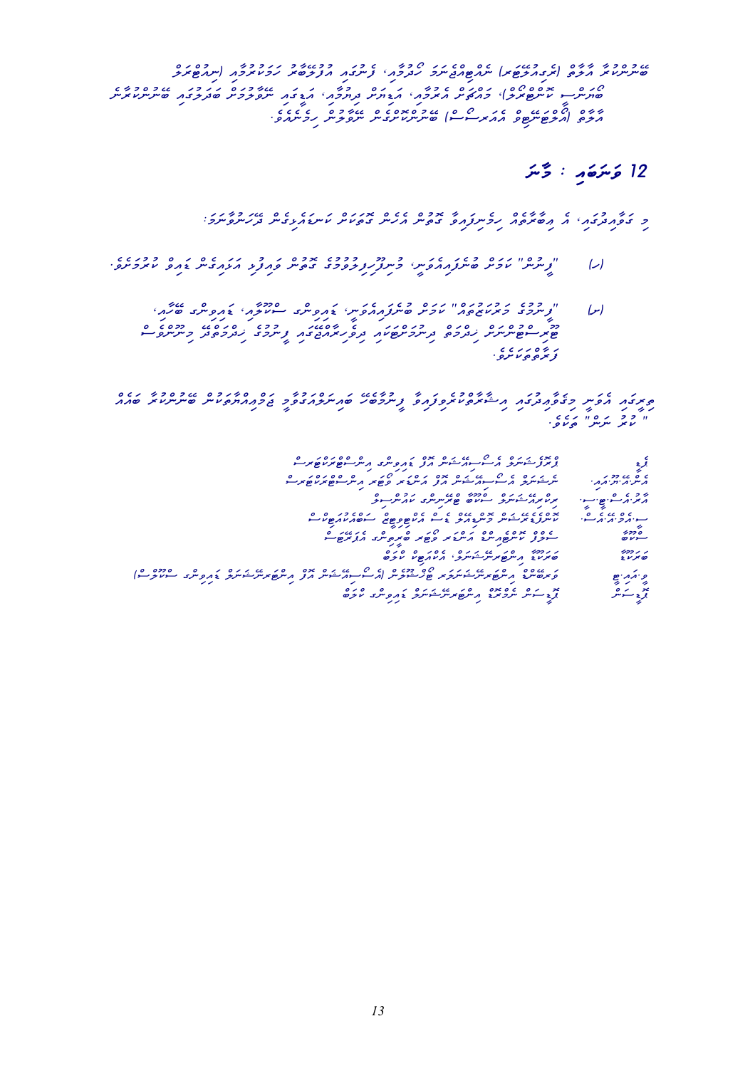ބޭންކުތަކާ އާއްމު (ޑިވެލޮޕަރ) ނެޓްވޯކަކަށް ކަނެކްޓް ވެގެން، ޔޫޒަރުން އެޕްލިކޭޝަން ހަދާފައިވާ (އިންޓަފޭސް
ބޭނުން ކުރެވޭނެ)، މައްލޫމާތު ހޯދުމާއި، ޕޭމަންޓް ފޮނުވުމާއި، އެފަދަ ޚިދުމަތްތައް ބޭނުންކުރުމަށް ބޭންކުތަކާ
އާއްމު (އޮޕަރޭޓަރު ޕްރޮވައިޑަރ) ބޭންކިންގ ޚިދުމަތް ހިފުމަށް.

## 12 ވަނަ ބައި : މާނަ

މި ގަވާއިދުގައި، އެ އިބާރާތެއް ހިލާފަށް ބޭނުންކޮށްފައިވާ ކަމަށް ދޭހަނުވާހާ ހިނދަކު:

(ހ) "ޔޫޒަރ" ކަމަށް ބުނެފައިވަނީ، ޕްލެޓްފޯމް ބޭނުންކުރާ ފަރާތެއް ނުވަތަ އެފަދަ ފަރާތެކެވެ.

(ށ) "ޔޫޒަރު އެޕްލިކޭޝަން" ކަމަށް ބުނެފައިވަނީ، ޔޫޒަރުން ބޭނުންކުރާ ސޮފްޓްވެއަރ، ބޭންކުގެ
ޚިދުމަތްތައް ހޯދުމަށް ބޭނުންކުރާ ވެބްސައިޓް، ޔޫޒަރުގެ ހޯދުމަށް ބޭނުންވާ މަސައްކަތް
ފުރިހަމަކުރެވޭނެ.

މިގަވާއިދުގައި އެކިއެކި ބައިތަކުގައި ބޭނުންކޮށްފައިވާ އިބާރާތްތަކުގެ ބާވަތްތައް މާނަކުރަނީ
"ކުރު ނަން" ތަކުގެ.

| | |
|---|---|
| ފޭޒް | ފޭޒްގެ އެސެސްމަންޓް ފަދަ ގޮތުގެ އިންސްޓްރަކްޝަން |
| އޭ.ޕީ.އައި | އެޕްލިކޭޝަން ޕްރޮގްރާމިންގ އިންޓަފޭސް |
| އާރް.ޓީ.ޖީ.އެސް | ރިއަލްޓައިމް ގްރޮސް ސެޓްލްމަންޓް ސިސްޓަމް |
| ސީ.ޕީ.އެމް.އައި | ކޮމިޓީ އޮން ޕޭމަންޓް އެންޑް މާރކެޓް އިންފްރާސްޓްރަކްޗަރސް |
| ސީ.ބީ.ޑީ | ސެންޓްރަލް ބޭންކް ޑިޖިޓަލް ކަރަންސީ |
| ބީ.އައި.އެސް | ބޭންކް ފޮރ އިންޓަނޭޝަނަލް ސެޓްލްމަންޓްސް |
| ޑީ.އައި.ޖީ | ޑިޖިޓަލް އައިޑެންޓިޓީ ގައިޑްލައިން (އޮތެންޓިކޭޝަން ގެ އެޝުއަރަންސް ލެވެލް) |
| ޕީ.އައި.އެސް | ޕޭމަންޓް އިނިޝިއޭޝަން ސަރވިސް |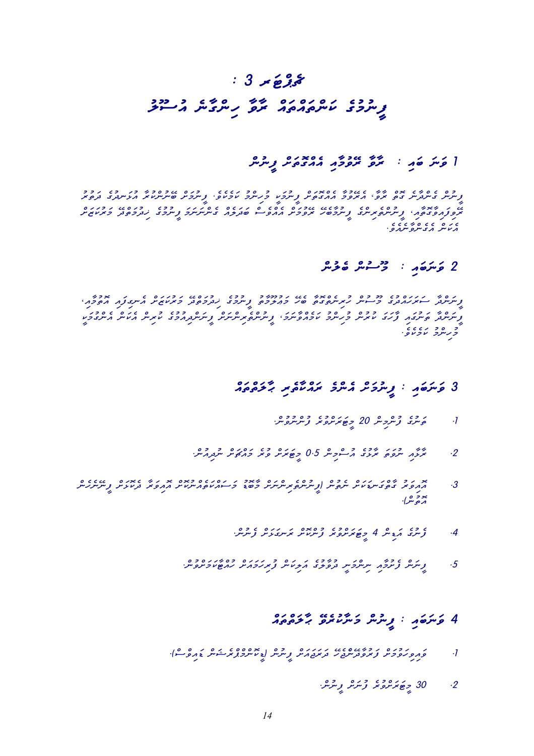# ބާބު 3 :

# ފީނުމުގެ ކަންކަމުގައި ރާއްޖެ ހިންގާނެ އުސޫލު

## 1 ވަނަ ބައި : ރާއްޖޭ ރަށްތަކާއި އެއްގަމުގަ ފީނުން

ފީނުން ގެންދާން ގޮތް ރާއްޖެ، އެންމެ ފުރަތަމަ އެއްގަމުގައި ފީނުމާއި މުހިއްމު ކަމެކެވެ. ފީނުމުގެ ބޭނުންކުރާ އުޞޫލުތަކާއި ތަމްރީނު ރާއްޖެއަށް ވިޔަފާރީ ފީނުމުގެ ފުރުޞަތު ރާއްޖެއަށް އެއް ޝަރުޠެއް ގެނައުމަށް ފީނުމުގެ ހުނަރުތައް ކުރިއަރުވައިދިނުން އެކަން އަޅުގަނޑުމެންގެ.

## 2 ވަނަ ބައި : މުއައްސަސާ ބެލުން

ފީނާ ފަރާތުގެ މުއައްސަސާ ހުރިހާ ކަމެއް ބަލަހައްޓާ ފީނުމުގެ ހުނަރު ތަމްރީނު ކުރިއަށް އޮތުމުގައި އުޅުމަށް، ފީނާ ބަލައި ފެނުގެ ކަރަންޓު ފީނުމުގެ ކަމެއް ފާހަގަކޮށް ފީނުމުގެ ހުރިހާ ކަމަކަށް އެކަން މުހިއްމު ކަމެކެވެ.

## 3 ވަނަ ބައި : ފީނުމަށް އެދޭ ރައްޔިތުގެ ޝަރުޠުތައް

1. ތަނުގެ ފުންމިން 20 މީޓަރުން ފުންނުވުން.
2. ރާއްޖެ ނަރުގައި ރާޅުގެ އުސްމިން 0.5 މީޓަރަށް ވުރެ މައްޗަށް ނުދިއުން.
3. އާއިލާ ގޮތުގެ ނިޔަލަށް ފީނުމުގެ (ފީނުމުގެ ތަމްރީނު ލިބިފައިވާ ފަރާތެއް) މާލޭގައި ވެރިކަމުގެ އިޖާޒަތު ދޫކުރެވުނު ފީނުމުގެ އުސޫލު.
4. ފެނުގެ އަޑިން 4 މީޓަރަށް ފުރާޅަށް ފެންނަ ގޮތަށް ފެނުން.
5. ފީނާ ފަރާތުގެ ހިމާޔަތަށް ދާއިރާގެ އަޑިކުން ފުރަތަމަ ހުއްދަ ކުރެވުނު.

## 4 ވަނަ ބައި : ފީނުން މަނާކުރެވޭ ޝަރުޠުތައް

1. ވައިރޯޅި ގަދަވެފައިވާއިރު ދަތުރުކުރުން ފީނުން (ރާޅުފޮޅި ބާރުވެފައިވާ ވަގުތު).
2. 30 މީޓަރަށް ވުރެ ފުން ފީނުން.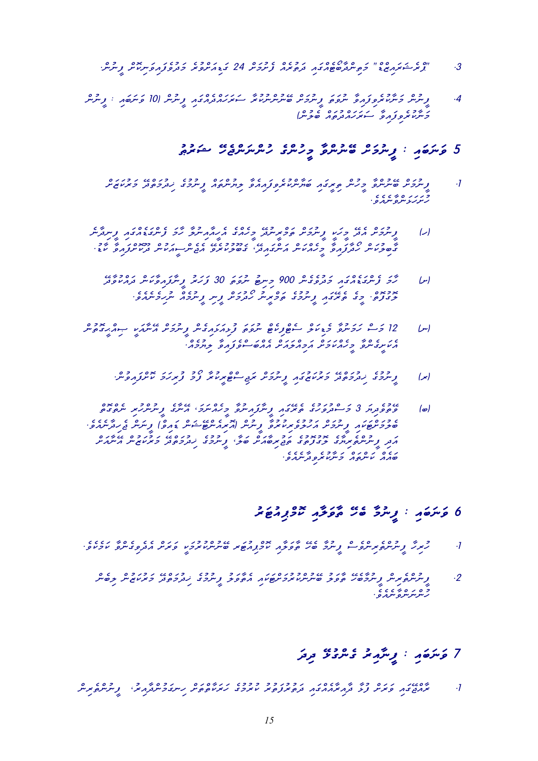3. "ޓްރާންސްޕެރެންސީ" މޯލްޑިވްސްއިން ދަތުރެއް ފެށުމުން 24 ގަޑިއިރުގެ މުއްދަތުގައިވަނިކޮށް ލިބުން.

4. ލިބުން މަސްދަރުތަކާއި ނަގާ ލިބުމުން ބޭނުންކުރާނެ ސަބަބުތައް ދެއްކުން (10 ވަނަބައި : ލިބުން މަސްދަރުތަކާއި ސަބަބުތައްދެއްކުމުގެ ބާބު)

## 5 ވަނަބައި : ލިބުމުން ބޭނުންވާ މީހުންގެ ހުށަހަޅާދޭ ޝަރުތު

1. ލިބުމުން ބޭނުންވާ މީހުން ފިޔަވައި ބާރާނުކުރެވޭއިރުއާއި މިއުނބެއް ލިބުމުގެ ޙައްޤުގެ ދަށުގެ މަޢުލޫމާތު ހުށަހަޅަންވާނެއެވެ.

   (ހ) ލިބުމުން އެދޭ މީހަކީ ލިބުމުން ބޮޑުނަންބަރު މީހެއްގެ އިންސާނިއްޔަތާއި ނަމާ ދުވަސްވެއްޖެ ފާހަގަކުރުމަށް ބޭނުންވާނީ ރިޕޯޓުގެ ޙަވާލާއާއި މިހެންކަން އިންގެރޭސިވެރިކަން ކުރަނީ ދަޢުވާ ކޮށްދޭ.

   (ށ) އަހަރު ފުރިހަމަވުމަށް ދުވަސް 900 މިންވަރު ނުވަތަ 30 ފަހަރު ފާހަގަވާނެކަން ދައްކާފައި ތަނުގެ ބޭނުމަށް މިގެ ބެލެނިވެރިއަކު ލިބުމުގެ ބޮޑުނަންބަރު ހުށަހަޅާނީ ނަމަ ފަހުމުން ހުށަހަޅަންވާނެއެވެ.

   (ނ) 12 މަސް ހަމަވާ މުއްދަތުގެ ސެޕްޓެމްބަރ ނުވަތަ ފެބްރުއަރީގެ ލިބުމުން އެކަމަށް ޙިއްޞާދާރުން އެކަށީގެންވާ މިންވަރަށް އިޖުތިމާޢީ އެއްބާރުލުންދީ ޙިއްސާ ދިނުމެވެ.

   (ރ) ލިބުމުގެ ހުށަހަޅާ މުއްދަތުގައި ލިބުމުން ތަކެސްޓްބުކްގައި ފެށި ފަހަރަކީ ކޮންފަރެންސް.

   (ބ) ވޯޓުދިނުމަށް 3 މަސް ދުވަހުގެ ބޮޑުތަކުގައި ފާހަގަވާ މީހެއްކަމަށް އަދިވެސް ލިބުމުގެ ސަލާމަތް ބޭނުންވާނެއެވެ. ބިލުގެ ޓެކްނިކަލް ބާރުތަކެއް ފަހަރު ލިބުމުން (ޓްރާންސްޕެރެންސީ މޯލްޑިވްސް) ލިބެން ޖެހިފައިވާނެއެވެ. އަދި ލިބުންތެރިކަމާ ޙަވާލުވާ ބޭފުޅުންނަށް ބަލާ ލިބުމުގެ ހުށަހަޅާ މުއްދަތުން އަންނަން ބޭނުން ކަނޑައެޅުމާއި މަސްއޫލިއްޔަތު ދިނުމެވެ.

## 6 ވަނަބައި : ލިބުމާ ބެހޭ މާލިއްޔަތު ކޮމިޓީއާއި ޝަރުތު

1. ހިނގާ ލިބުންތެރިންނަށް ލިބުމާ ބެހޭ މާލިއްޔަތު ކޮމިޓީއާއި ބާރުތައް ދިނުމަށް ވަނަ ބައި އެކުލެވިގެންވާ ކަމެއްވެ.

2. ލިބުންތެރިން ލިބުމާ ބެހޭ މާލީ ބޭނުންތައް ދަނީ އެއްވާ ލިބުމުގެ ހުށަހަޅާ މުއްދަތުން ދިނަން ހުށަހަޅަންވާނެއެވެ.

## 7 ވަނަބައި : ލިބުމުގެ ގަވާއިދު ދިރާ

1. ތަފްސީލު ވަނަ ފުރާ ދާއިމީ ދެމިހުރުމުގެ ކުރުމަށް ހަރަކާތްތަކަށް ހިނގަމުންދާއިރު، ލިބުންތެރިން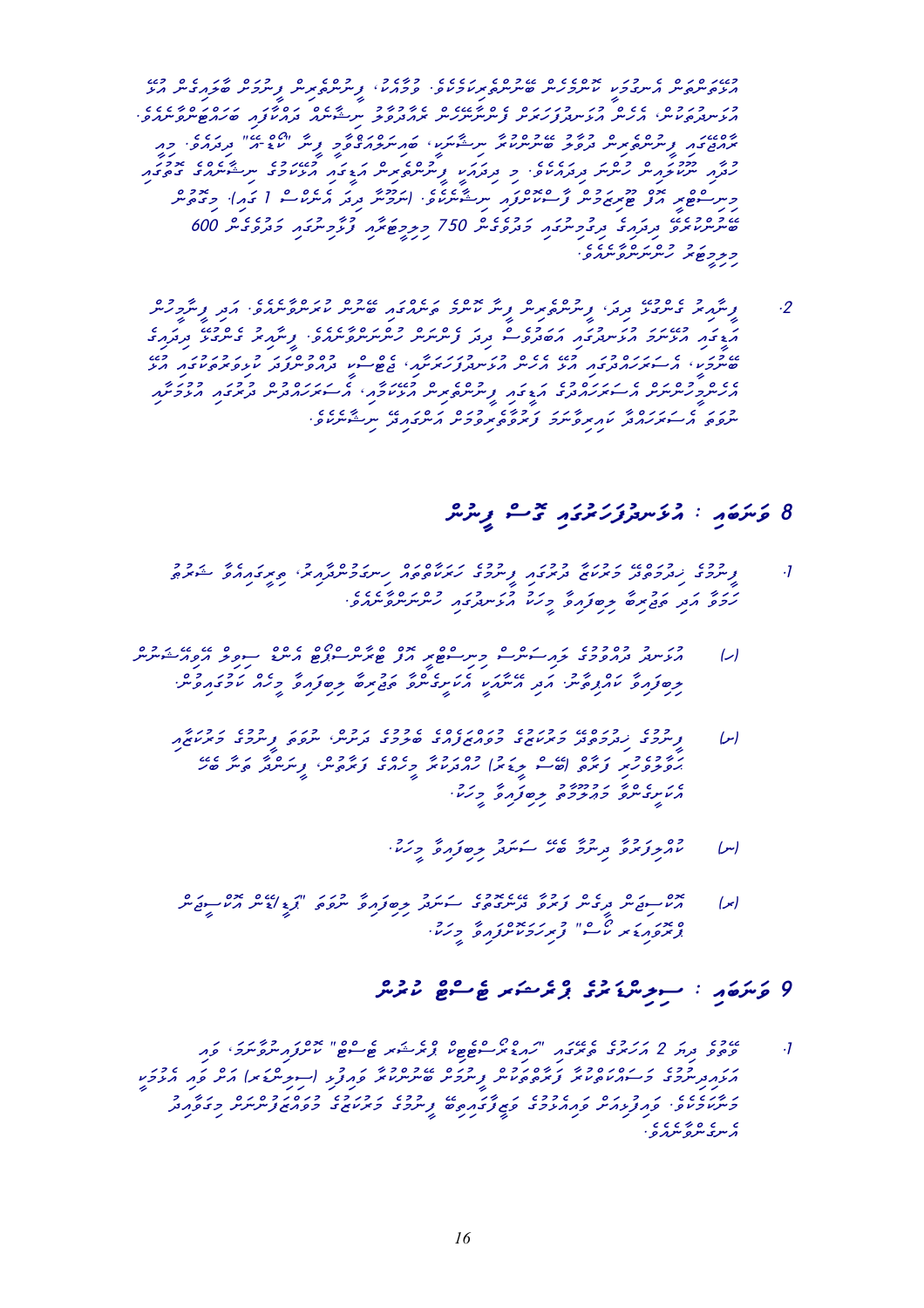އުފެއްދުމަށް އިންތިޒާމު ކުރެވުނު ބޭނުންތަކަށެވެ. މިގޮތުން، ޓްރެއިނިންގ ޕްރޮގްރާމް ތަކުގެ އިތުރުން، މިނިސްޓްރީތަކާއި އޮފީސްތަކުގެ ޤާބިލުކަން އިތުރުކުރުމަށް، އެކި ފަރާތްތަކާ ގުޅިގެން ޕްރޮގްރާމްތައް ހިންގިފައިވެއެވެ. ޚާއްޞަގޮތެއްގައި ޓްރެއިނިންގ ރޭވުމަށް ބޭނުންކުރެވޭ "ފޯރމް" ތައްޔާރުކުރެވުނެވެ. މީގެ ތެރެއިން ބައެއް ފޯމުތައް ދިރާސާކޮށް، ޓްރެއިނިންގ ރިޕޯޓް ތައްޔާރުކުރެވިފައިވެއެވެ. (ތަފްސީލު ބަލާ އެނެކްސް 1 ގައި). މިގޮތުން ޓްރެއިނިންގ ދިރާސާއާ ގުޅޭގޮތުން މުޅިޖުމްލަ 750 މުވައްޒަފުންނަށް ތަމްރީނު ލިބިފައިވާއިރު، މީގެތެރެއިން 600 މުވައްޒަފުން ބައިވެރިވެފައިވެއެވެ.

2. ޓްރެއިނިންގ ބެލުމާ ގުޅޭ، ޓްރެއިނިންގ ޕްލޭން ތައްޔާރުކުރުމަށް މަސައްކަތް ކުރެވިފައިވާނެއެވެ. އަދި ޓްރެއިނިންގ ރިޕޯޓްތަކުގެ އިތުރުން އޮފީސްތަކުން ފޮނުވާ ރިޕޯޓް ދިރާސާކޮށް ކޮންމެ ބައިވެރިޔަކަށް ޓްރެއިނިންގ ބޭނުންތައް ދެނެގަނެވޭ، އެސެސްމަންޓްގެ އަށް ފޮނުވުމަށް ގުޅުންހުރި ކަންކަމުގެ ރިޕޯޓްތައް ހުށަހެޅުމާއި، ޓްރެއިނިންގ ކަމާބެހޭ ފަރާތްތަކަށް އެސެސްމަންޓް ތައްޔާރުކޮށް ފޮނުވުމަށް ނިންމާފައިވެއެވެ.

## 8 ވަނަބައި : އެޑްމިނިސްޓްރޭޝަނުގެ ޕޯސްޓް ފިލުން

1. ފިލުވައިދިނުމަށް މަސައްކަތް ކުރުމުގެ ތެރޭގައި ފިލުވުމުގެ ހަރަކާތްތަކުގެ ތެރެއިން ޚާއްސަ ކަމެއް، ޤާނޫނީ ބާރު ދިނުމުގެ ސަބަބުން ދައުލަތުގެ ފަރާތުން ދިނުމަށް ނިންމާފައިވެއެވެ.

(ހ) އެޑްމިން ގޮތުންވެސް ޕޯސްޓް ބަދަލުކުރުމަށް، ސިވިލް ސަރވިސް ކޮމިޝަނުން އެކަށައަޅާ ކޮމިޓީގެ ލަފާ ހޯދައި، ޕްރޮމޯޝަނާއި ގުޅޭ ކަންކަމާއި އަދި ބަދަލުތައް އެކަށައަޅާފައި ކުރުމަށް މަސައްކަތް ކުރުން.

(ށ) ފިލުވައިދިނުމަށް މަސައްކަތް ކުރާ ފަރާތްތަކުގެ އޮފީސްތަކުގެ ބޭނުންތައް ދެނެގަނެ، ވަޒީފާގެ ކުރިއެރުމަށް ފައިދާ ހުރި ކަންކަމާއި (ޓްރެއިނިންގ) ކުރިއަރުވައި ދިނުމުގެ ފުރުސަތު، ފިލުވުމާއި ބެހޭ އެކަށައަޅާފައިވާ މަސައްކަތާ ބެހޭ.

(ނ) ކޮމިޓީގެ ދިރާސާ ބާކީ ސަރަހައްދު ފިލުވައިދިނުން.

(ރ) އޮފީސްތަކުގެ ދިރާސާގެ ތަފްސީލު ސަރަހައްދު ފިލުވުމާއި ގުޅޭ "ޕްރޮމޯޝަން އޮފީސްތަކުގެ ޕްރޮގްރާމް" ފިލުވައިދިނުން.

## 9 ވަނަބައި : ސިވިލްސަރވިސްގެ ޕްރޮފެޝަނަލް ޑިޕްލޮމާ ކޯސް

1. ޖޫން މަހުގެ 2 އަހަރުދުވަހުގެ ތެރޭގައި "ހިއުމަން ރިސޯސް ޕްރޮފެޝަނަލް ޑިޕްލޮމާ" ކޯސް ފެށުމަށް، ފަހުގެ ދިރާސާގެ ތަފްސީލުތައް ފިލުވައިދިނުމަށް ބޭނުންވާ ދިރާސާ (ސިވިލްސަރވިސް) ގައި ފަހުން ކުރިއަށް ގެންދިއުމަށް ނިންމާފައިވެއެވެ. ފަހުގެ ދިރާސާއިން ފަހުގެ ޕްރޮގްރާމް ތައްޔާރުކުރުމުގެ މަސައްކަތް ކުރިއަށް ގެންދެވިފައިވާނެއެވެ.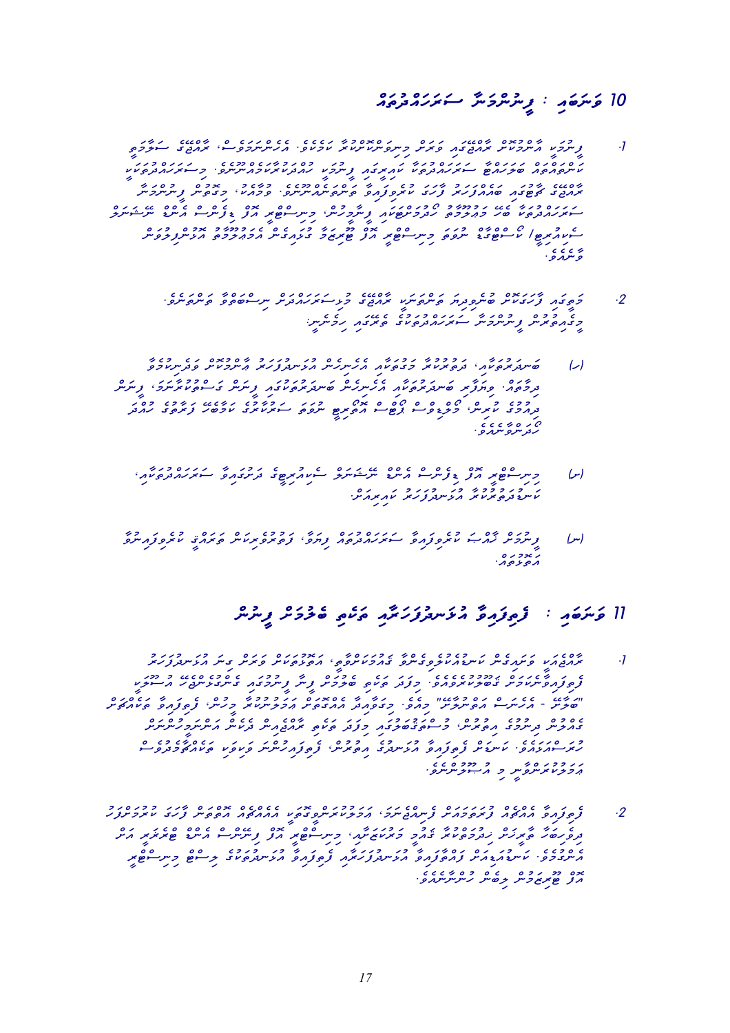# 10 ވަނަބައި : ފިނޭންޝަލް ސަރަހައްދުތައް

1. ފިނޭންޝަލް އެކްޓިވިޓީ ރާއްޖޭގައި ވަރަށް މުހިންމު ކަމެއް ކަމުގައި ވާތީ، އެހެންނަމަވެސް، ރާއްޖޭގެ ސަރުކާރު ކަންތައްތައް ބެލެހެއްޓުމުގައި ސަރަހައްދުތަކާ ކައިރިކަމެއް ފިނޭންޝަލް ހިދުމަތްތަކެއް ނުހުރެއެވެ. މިސަރަހައްދުތަކުގައި ރާއްޖޭގެ ބޭންކުތަކުގެ ބެހުމުގެ ފުރުޞަތު ކޮންޓްރޯލް ކުރާ ބޭންކިންގ ސިސްޓަމްގައެވެ. މިގޮތުން، ފިނޭންޝަލް ސަރަހައްދުތަކާއި ބޭނުމާއި މުޅިދުނިޔޭގެ ބޭންކުތަކުގައި ފިނޭންޝަލް، މިނިސްޓްރީ އޮފް ފިނޭންސް އެންޑް ޓްރެޜަރީ ސާއިރު ކޮންސެޕްޓް ހުށަހަޅާ ސިސްޓަމް އެއް ޓްރާންސްފަރ ކުރެވިފައިވާ ފައިސާ މިންވަރު އަދި ރިސޯސް ވެއްޖެއެވެ.

2. މިގޮތުން ފާހަގަކޮށް ބޭނުންވާ ކަންތަކަކީ ރާއްޖޭގެ މާލިއްޔަތު ސަރަހައްދުން ނިސްބަތްވާ ކަންތައްތަކެވެ. މިގޮތުން ފިނޭންޝަލް ސަރަހައްދުތަކުގެ ތެރޭގައި ހިމެނެނީ:

    (ހ) ބޭންކުތަކާއި، ދިވެހިރާއްޖޭގެ މުދަލުގެ ބޭނުން ބެހެއްޓުމާއި އެކްސްޕޯޓް ވެގެންދާ ފައިސާގެ މުއާމަލާތްތަކާއި، ބޭންކިންގ ސިސްޓަމްގައި ފިނޭންސް ކުރުމާއި، ފިނޭންސް ހިންގުމުގެ ދާއިރާގައި ބޭނުންކުރާ ސަރަހައްދުތަކުގެ ފައިދާގެ މުއާމަލާތް ކުރުން.

    (ށ) މިނިސްޓްރީ އޮފް ފިނޭންސް އެންޑް ޓްރެޜަރީގެ ބަޖެޓްގެ ސަރަހައްދުތައް، ކަންތައްތައް އިންތިޒާމް ކުރުން.

    (ނ) ފިނޭންސް ހިންގާ ކުންފުނިތަކާއި ސަރަހައްދުތައް ދިރާސާ، ފިނޭންޝަލް ކުންފުނިތަކާއި ބެހޭ ކުންފުނިތައް އިތުރުކުރުން.

# 11 ވަނަބައި : ފޮރިން އެސިސްޓެންސާއި ބަޔަކު ބަލައިގަތުން ފިނޭންސް

1. ރާއްޖޭގައި ވަރަށް ގިނަ ކަންކަމަށް ފައިސާ ހޯދުމަށް ބޭނުންވެއެވެ. އެހީތަކަކީ ވަރަށް މުހިންމު އެހީތަކެކެވެ. ފޮރިން އެސިސްޓެންސް ލިބުމާއި ބަޔަކު ބަލައިގަތުން ފިނޭންސް ކުރުމަށް ރާއްޖޭގައި މަސައްކަތް ކުރެވިފައިވެއެވެ. "ބާރުވެރި - އެހެނިހެން އެއްބަސްވުން" މިއެވެ. މިގޮތުން އެހީތައް ބަލައިގަތުމަށް މިހާރު ފޮރިން އެސިސްޓެންސްގެ ދާއިރާގައި މުހިންމު ކަންތައްތަކެއް ހިމެނެއެވެ. ފޮރިން އެސިސްޓެންސް ލިބުމުގެ ސަރަހައްދުތަކާއި ބަލައިގަތުމުގެ އުސޫލުތައް ކަނޑައެޅިފައިވެއެވެ.

2. ފޮރިން އެސިސްޓެންސް ލިބުމަށް ފަހު އެއްބަސްވުންތައް ހެދުމާއި، އެހީ ބަލައިގަތުމުގެ ކަންތައްތައް ދިރާސާކޮށް ބެލުން އޮންނާނީ ފިނޭންސްގެ މަސްއޫލިއްޔަތުގައެވެ. މިނިސްޓްރީ އޮފް ފިނޭންސް އެންޑް ޓްރެޜަރީން ބަޔަކު ބަލައިގަތުމަށް ފޮރިން އެސިސްޓެންސްގެ ދާއިރާގެ ކަންތައްތައް ކަނޑައަޅާ ހުށަހަޅައެވެ.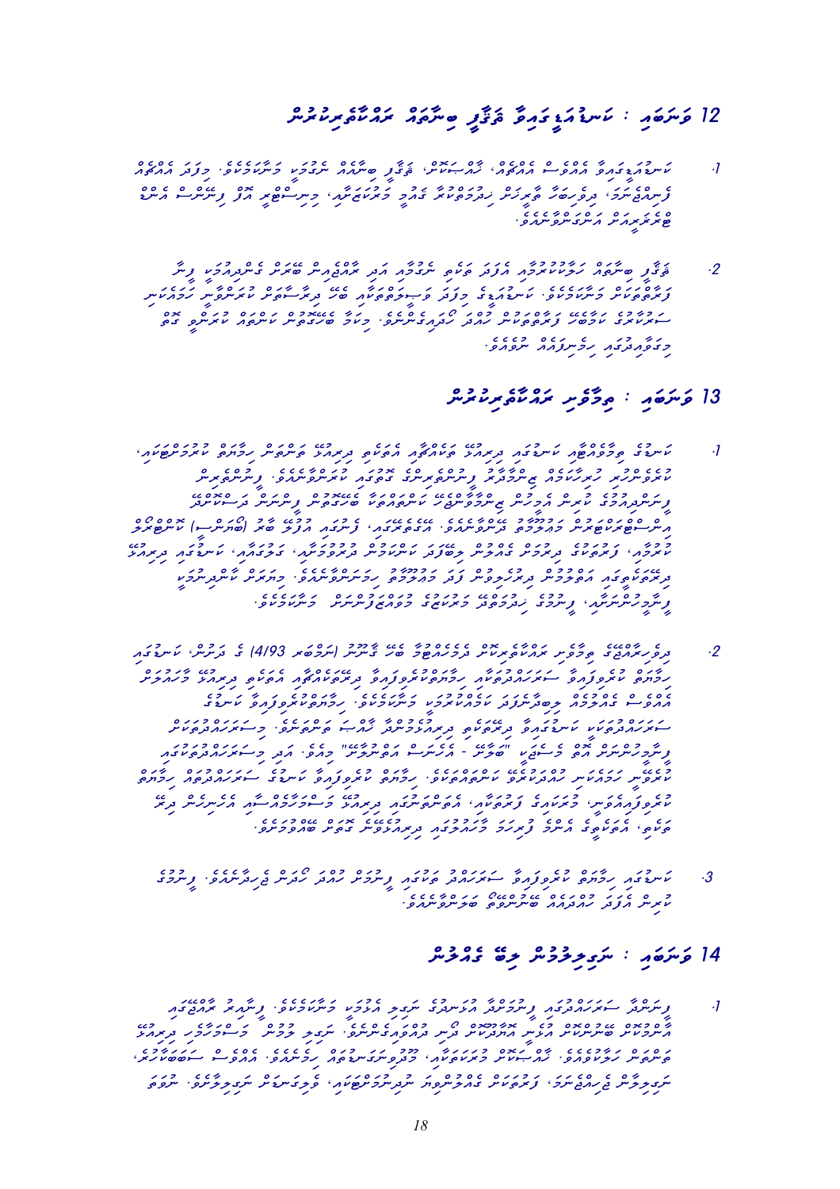## 12 ވަނަ ބައި : ކަސްޓަމްސްގެ ގައިޑް ބިނާކުރުމަށް ހައްޤުދާރުކުރުން

1. ކަސްޓަމްސްގައި އެންޓްރީ ފައިލުކުރުމުގައި، ހެލްތު ސެކްޓަރގެ ބިނާތައް ހުށަހެޅުމަށް ކަނޑައަޅާފައިވާ ގޮތުގެ މަތިން ޢަމަލުކުރަން ޖެހޭނެއެވެ.

2. ގައިޑް ބިނާކުރުމަށް ހައްޤުދާރުވާ ފަރާތްތަކުގެ މަސްއޫލިއްޔަތުތައް ކަނޑައަޅާފައިވާނެއެވެ. ކަސްޓަމްސްގެ މަޢުލޫމާތު ދިނުމާއި، ބިނާކުރެވޭ ޚިދުމަތްތައް ފޯރުކޮށްދިނުމަށް ހުއްދަ ލިބިގެންވާ ފަރާތްތައް ކަނޑައަޅާނީ ސަރުކާރުގެ ގަވާއިދުތަކާ އެއްގޮތަށެވެ.

## 13 ވަނަ ބައި : ޕޮލިސީ ހައްޤުދާރުކުރުން

1. ކަސްޓަމްސްގައި ޕޮލިސީތަކާ ގުޅޭ މަސައްކަތްތައް ރާވައި ތަންފީޒުކުރުމަށް ޚާއްޞަ ކޮމިޓީއެއް އެކުލަވާލެވޭނެއެވެ. އެ ކޮމިޓީގެ މަސައްކަތްތަކަށް ބަލާ ފިޔަވަޅު އެޅުމުގެ ބާރު ލިބިގެންވާނީ ކޮމިޝަނަރ ޖެނެރަލްއަށެވެ. ކޮމިޓީގައި ތިބޭނީ ސަރުކާރުގެ އެކި މުއައްސަސާތަކުން ހޮވާ މެމްބަރުންނެވެ.

2. ދައުލަތުގެ ފިނޭންސް ޤާނޫނު ނަންބަރު (4/93) ގެ ދަށުން، ކަސްޓަމްސްގައި ހިންގާ ކަންކަމުގައި ސަރުކާރުގެ ހިއްސާދާރުންގެ ހައްޤުތައް ރައްކާތެރިކުރުމަށް ކަނޑައަޅާފައިވާ އުސޫލުތަކާ އެއްގޮތަށް ޢަމަލުކުރަން ޖެހޭނެއެވެ.

3. ކަސްޓަމްސްގެ ހިންގުމާއި ބެހޭ ސަރުކާރުގެ ޕޮލިސީތައް ތަންފީޒުކުރުމުގެ ބާރު ލިބިގެންވަނީ ވަޒީރަށެވެ.

## 14 ވަނަ ބައި : ނަގާ ފީތަކުގެ މިންގަނޑު

1. ފީނަގާ ސަރުކާރުގެ ފަރާތުން ކަނޑައަޅާ ނިޔަތަކަށް ބަލާ މިންވަރު ކަނޑައަޅަން ޖެހޭނެއެވެ. ފީނަގާ ދުވަސްތަކާއި، މުއްދަތާއި، ނަގާނެ ގޮތް ކަނޑައަޅާ ފަރާތަކީ ކޮމިޝަނަރ ޖެނެރަލްއެވެ.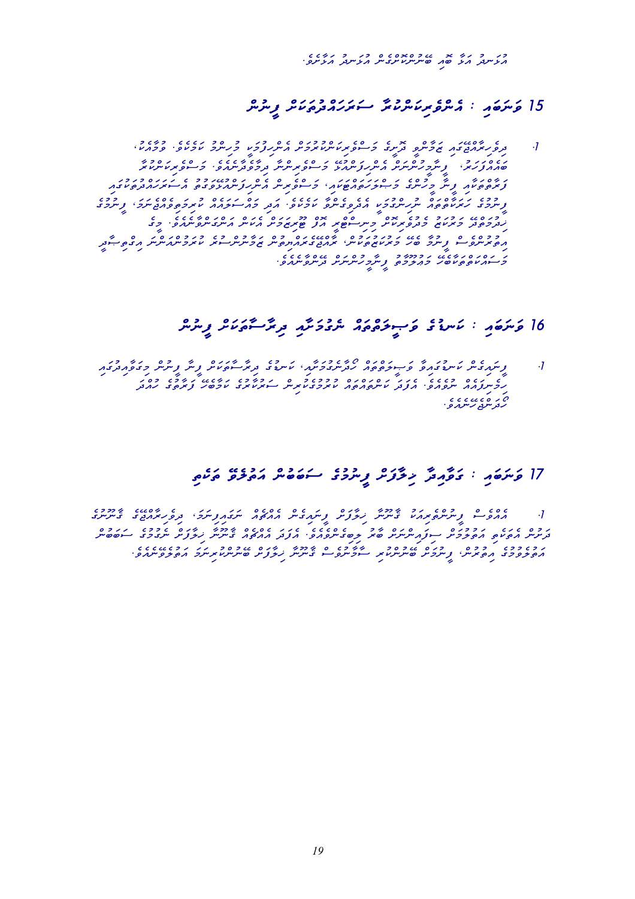އެހެނިހެން ގޮތްގޮތުން ބޭނުންތެރިވާނެ ފަދަ ލިޔުންތަކާއި، ބަޔާންތަކާއި ޕްރޮސީޖަރުތައް.

## 15 ވަނަ ބައި : އެންވަޔަރަންމެންޓަލީ ސަސްޓެއިނަބަލް ފީނުން

1. ދިވެހިރާއްޖޭގައި ކަމާބެހޭ ދާއިރާގެ މަސައްކަތްތަކުގައި ވާ ބޭބޭފުޅުންނާއި، ފީނުމުގެ ޚިދުމަތް ދޭ ފަރާތްތަކާއި ފީނާ ފަރާތްތަކުން، މާއްދާތަކުގައި ބަޔާންކުރާ ކަންކަމާއި، ޓޫރިޒަމް ސެކްޓަރުގައި ބޭނުންކުރާ މުރަކަތަކާއި ކަނޑުގެ ދިރުންތަކަށް ގެއްލުން ނުލިބޭނެ ގޮތަށް ފީނުމާއި، ކަނޑުގެ ތިމާވެށި ރައްކާތެރިކުރުމަށް މަސައްކަތްކުރަންވާނެއެވެ. އަދި ތިމާވެއްޓާ ގުޅޭ ގާނޫނުތަކާއި ގަވާއިދުތަކަށް އަމަލުކުރަންވާނެއެވެ. މީގެ އިތުރުން ފީނުމުގެ ޚިދުމަތް ދޭ ފަރާތްތަކުން ފީނާ ފަރާތްތަކަށް ކަނޑުގެ ތިމާވެއްޓާ ބެހޭ މަޢުލޫމާތު ފޯރުކޮށްދީ ހޭލުންތެރިކުރަންވާނެއެވެ.

## 16 ވަނަ ބައި : ކަނޑުގެ ވަށިފަށުގައި ކުރިޔަށްގެންދާ ދިރާސާތަކަށް ފީނުން

1. ފީނުމުގެ ކަނޑުގެ ވަށިފަށުގައި ކުރިއަށްގެންދާ ދިރާސާތަކަށް ފީނާ ފީނުން ތަކުގައިވެސް ކަމާބެހޭ އިދާރާތަކުން ހުއްދަ ނެގުމަށް ފަހު، ކަމާބެހޭ މުއައްސަސާތަކާ ގުޅިގެން ގަވާއިދާ އެއްގޮތަށް ކަންތައްތައް ހިންގަންވާނެއެވެ.

## 17 ވަނަ ބައި : ގަވާއިދާ ޚިލާފަށް ފީނުމުގެ ސަބަބުން އަޅުވާ ޖަޒާ

1. އެއްވެސް ފީނުމުގެ ފަރާތަކުން ޚިލާފުވާ ގަވާއިދާ ޚިލާފަށް ފީނުމަށްފަހު، ދިވެހިރާއްޖޭގެ ޤާނޫނާ ޚިލާފަށް ކަމެއް ކުރާ ފަރާތެއް ވާނަމަ، އެފަދަ ފަރާތަކާމެދު ޤާނޫނާ އެއްގޮތަށް ފިޔަވަޅު އަޅަންވާނެއެވެ. އަދި އެފަދަ ޤާނޫނު ޚިލާފު ކުރުމުގެ ސަބަބުން އަޅުވާ ޖަޒާ، ފީނުމުގެ ޚިދުމަތް ދޭ ފަރާތްތަކަށް ޤާނޫނާ ޚިލާފު ކުރާ ފަރާތަށް އަޅުވާނެއެވެ.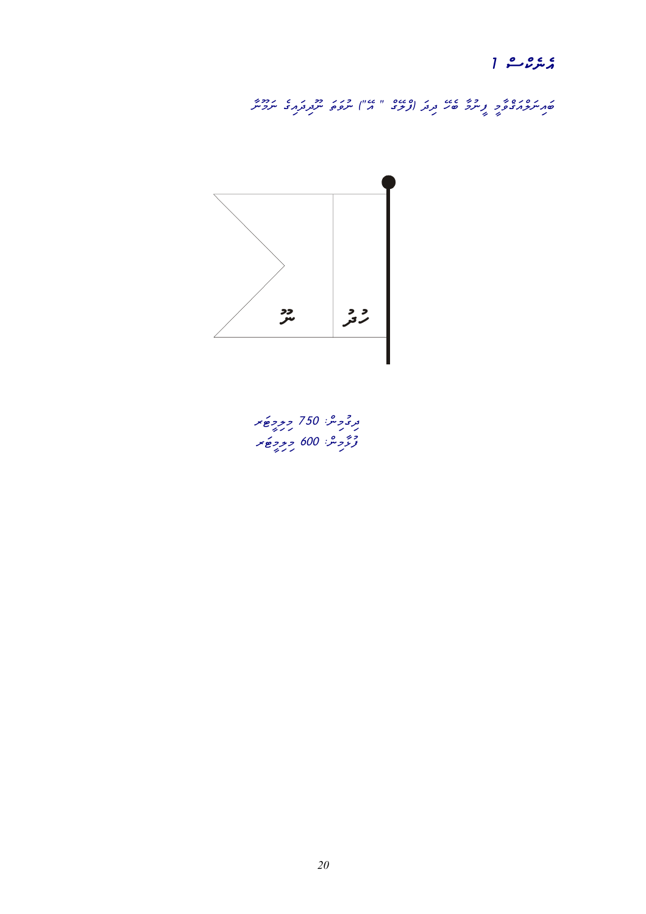# އެނެކްސް 1

ބައިނަލްއަގްވާމީ ފީނުމާ ބެހޭ ދިދަ (ފްލެގް "އޭ") ނުވަތަ ނޫދިދައިގެ ނަމޫނާ

ހުދު

ނޫ

ދިގުމިން: 750 މިލިމީޓަރ
ފުޅާމިން: 600 މިލިމީޓަރ